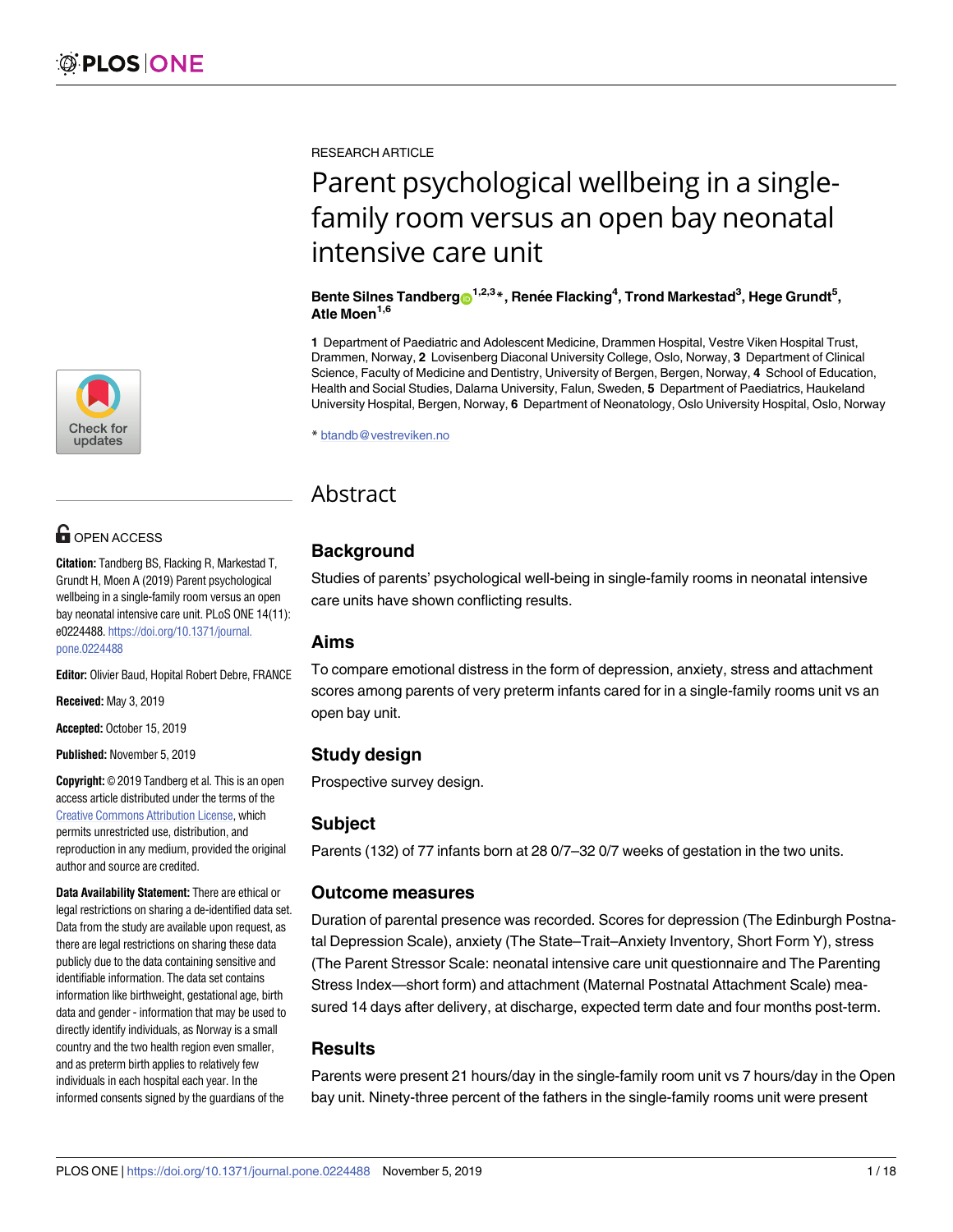RESEARCH ARTICLE

# Parent psychological wellbeing in a single-family room versus an open bay neonatal intensive care unit

**Bente Silnes Tandberg[1,2,3]*, Renée Flacking[4], Trond Markestad[3], Hege Grundt[5], Atle Moen[1,6]**

**1** Department of Paediatric and Adolescent Medicine, Drammen Hospital, Vestre Viken Hospital Trust, Drammen, Norway, **2** Lovisenberg Diaconal University College, Oslo, Norway, **3** Department of Clinical Science, Faculty of Medicine and Dentistry, University of Bergen, Bergen, Norway, **4** School of Education, Health and Social Studies, Dalarna University, Falun, Sweden, **5** Department of Paediatrics, Haukeland University Hospital, Bergen, Norway, **6** Department of Neonatology, Oslo University Hospital, Oslo, Norway

* btandb@vestreviken.no

OPEN ACCESS

**Citation:** Tandberg BS, Flacking R, Markestad T, Grundt H, Moen A (2019) Parent psychological wellbeing in a single-family room versus an open bay neonatal intensive care unit. PLoS ONE 14(11): e0224488. https://doi.org/10.1371/journal.pone.0224488

**Editor:** Olivier Baud, Hopital Robert Debre, FRANCE

**Received:** May 3, 2019

**Accepted:** October 15, 2019

**Published:** November 5, 2019

**Copyright:** © 2019 Tandberg et al. This is an open access article distributed under the terms of the Creative Commons Attribution License, which permits unrestricted use, distribution, and reproduction in any medium, provided the original author and source are credited.

**Data Availability Statement:** There are ethical or legal restrictions on sharing a de-identified data set. Data from the study are available upon request, as there are legal restrictions on sharing these data publicly due to the data containing sensitive and identifiable information. The data set contains information like birthweight, gestational age, birth data and gender - information that may be used to directly identify individuals, as Norway is a small country and the two health region even smaller, and as preterm birth applies to relatively few individuals in each hospital each year. In the informed consents signed by the guardians of the

## Abstract

### Background

Studies of parents' psychological well-being in single-family rooms in neonatal intensive care units have shown conflicting results.

### Aims

To compare emotional distress in the form of depression, anxiety, stress and attachment scores among parents of very preterm infants cared for in a single-family rooms unit vs an open bay unit.

### Study design

Prospective survey design.

### Subject

Parents (132) of 77 infants born at 28 0/7–32 0/7 weeks of gestation in the two units.

### Outcome measures

Duration of parental presence was recorded. Scores for depression (The Edinburgh Postnatal Depression Scale), anxiety (The State–Trait–Anxiety Inventory, Short Form Y), stress (The Parent Stressor Scale: neonatal intensive care unit questionnaire and The Parenting Stress Index—short form) and attachment (Maternal Postnatal Attachment Scale) measured 14 days after delivery, at discharge, expected term date and four months post-term.

### Results

Parents were present 21 hours/day in the single-family room unit vs 7 hours/day in the Open bay unit. Ninety-three percent of the fathers in the single-family rooms unit were present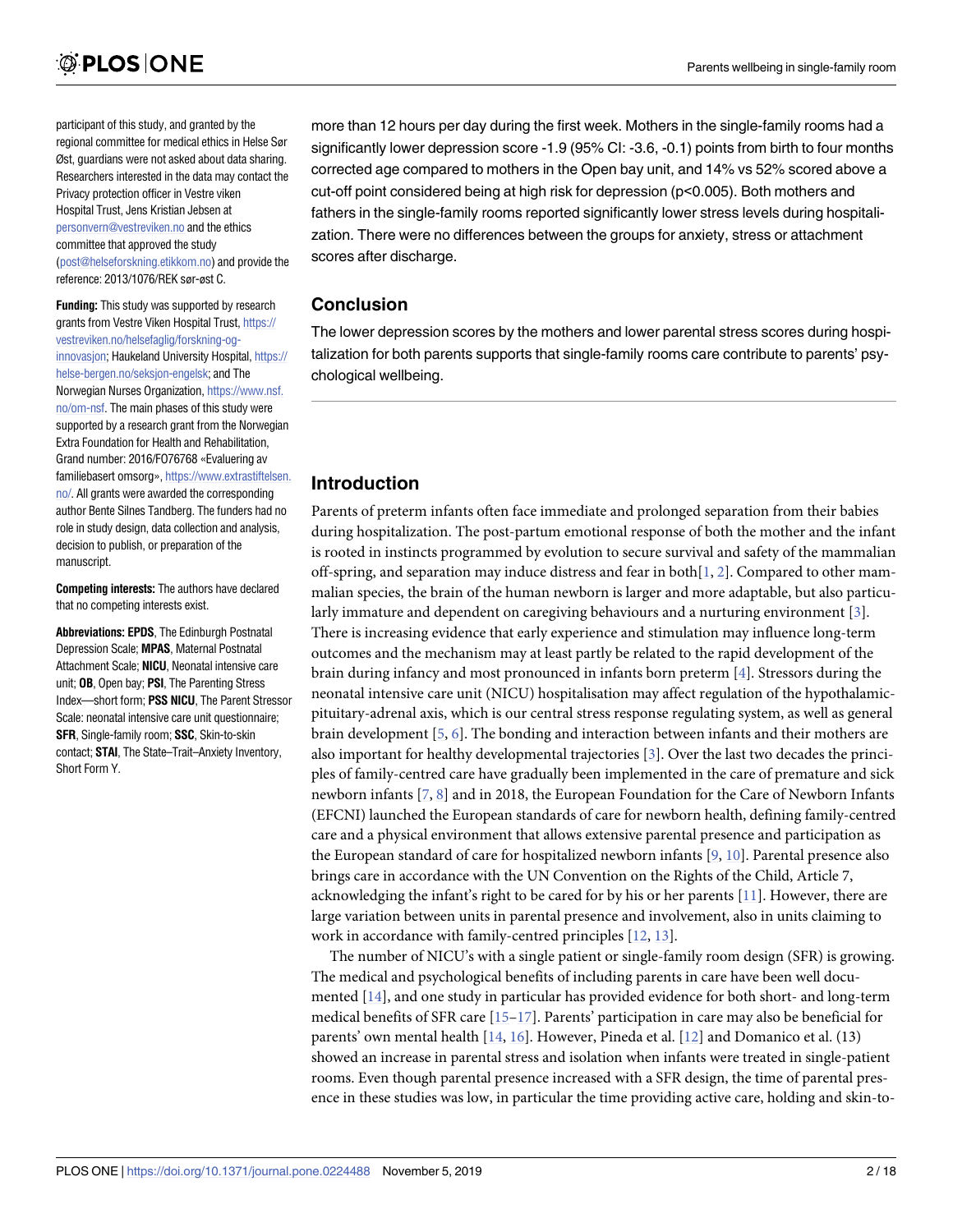participant of this study, and granted by the regional committee for medical ethics in Helse Sør Øst, guardians were not asked about data sharing. Researchers interested in the data may contact the Privacy protection officer in Vestre viken Hospital Trust, Jens Kristian Jebsen at personvern@vestreviken.no and the ethics committee that approved the study (post@helseforskning.etikkom.no) and provide the reference: 2013/1076/REK sør-øst C.

**Funding:** This study was supported by research grants from Vestre Viken Hospital Trust, https://vestreviken.no/helsefaglig/forskning-og-innovasjon; Haukeland University Hospital, https://helse-bergen.no/seksjon-engelsk; and The Norwegian Nurses Organization, https://www.nsf.no/om-nsf. The main phases of this study were supported by a research grant from the Norwegian Extra Foundation for Health and Rehabilitation, Grand number: 2016/FO76768 «Evaluering av familiebasert omsorg», https://www.extrastiftelsen.no/. All grants were awarded the corresponding author Bente Silnes Tandberg. The funders had no role in study design, data collection and analysis, decision to publish, or preparation of the manuscript.

**Competing interests:** The authors have declared that no competing interests exist.

**Abbreviations: EPDS**, The Edinburgh Postnatal Depression Scale; **MPAS**, Maternal Postnatal Attachment Scale; **NICU**, Neonatal intensive care unit; **OB**, Open bay; **PSI**, The Parenting Stress Index—short form; **PSS NICU**, The Parent Stressor Scale: neonatal intensive care unit questionnaire; **SFR**, Single-family room; **SSC**, Skin-to-skin contact; **STAI**, The State–Trait–Anxiety Inventory, Short Form Y.

more than 12 hours per day during the first week. Mothers in the single-family rooms had a significantly lower depression score -1.9 (95% CI: -3.6, -0.1) points from birth to four months corrected age compared to mothers in the Open bay unit, and 14% vs 52% scored above a cut-off point considered being at high risk for depression ($p<0.005$). Both mothers and fathers in the single-family rooms reported significantly lower stress levels during hospitalization. There were no differences between the groups for anxiety, stress or attachment scores after discharge.

## Conclusion

The lower depression scores by the mothers and lower parental stress scores during hospitalization for both parents supports that single-family rooms care contribute to parents' psychological wellbeing.

## Introduction

Parents of preterm infants often face immediate and prolonged separation from their babies during hospitalization. The post-partum emotional response of both the mother and the infant is rooted in instincts programmed by evolution to secure survival and safety of the mammalian off-spring, and separation may induce distress and fear in both[1, 2]. Compared to other mammalian species, the brain of the human newborn is larger and more adaptable, but also particularly immature and dependent on caregiving behaviours and a nurturing environment [3]. There is increasing evidence that early experience and stimulation may influence long-term outcomes and the mechanism may at least partly be related to the rapid development of the brain during infancy and most pronounced in infants born preterm [4]. Stressors during the neonatal intensive care unit (NICU) hospitalisation may affect regulation of the hypothalamic-pituitary-adrenal axis, which is our central stress response regulating system, as well as general brain development [5, 6]. The bonding and interaction between infants and their mothers are also important for healthy developmental trajectories [3]. Over the last two decades the principles of family-centred care have gradually been implemented in the care of premature and sick newborn infants [7, 8] and in 2018, the European Foundation for the Care of Newborn Infants (EFCNI) launched the European standards of care for newborn health, defining family-centred care and a physical environment that allows extensive parental presence and participation as the European standard of care for hospitalized newborn infants [9, 10]. Parental presence also brings care in accordance with the UN Convention on the Rights of the Child, Article 7, acknowledging the infant's right to be cared for by his or her parents [11]. However, there are large variation between units in parental presence and involvement, also in units claiming to work in accordance with family-centred principles [12, 13].

The number of NICU's with a single patient or single-family room design (SFR) is growing. The medical and psychological benefits of including parents in care have been well documented [14], and one study in particular has provided evidence for both short- and long-term medical benefits of SFR care [15–17]. Parents' participation in care may also be beneficial for parents' own mental health [14, 16]. However, Pineda et al. [12] and Domanico et al. (13) showed an increase in parental stress and isolation when infants were treated in single-patient rooms. Even though parental presence increased with a SFR design, the time of parental presence in these studies was low, in particular the time providing active care, holding and skin-to-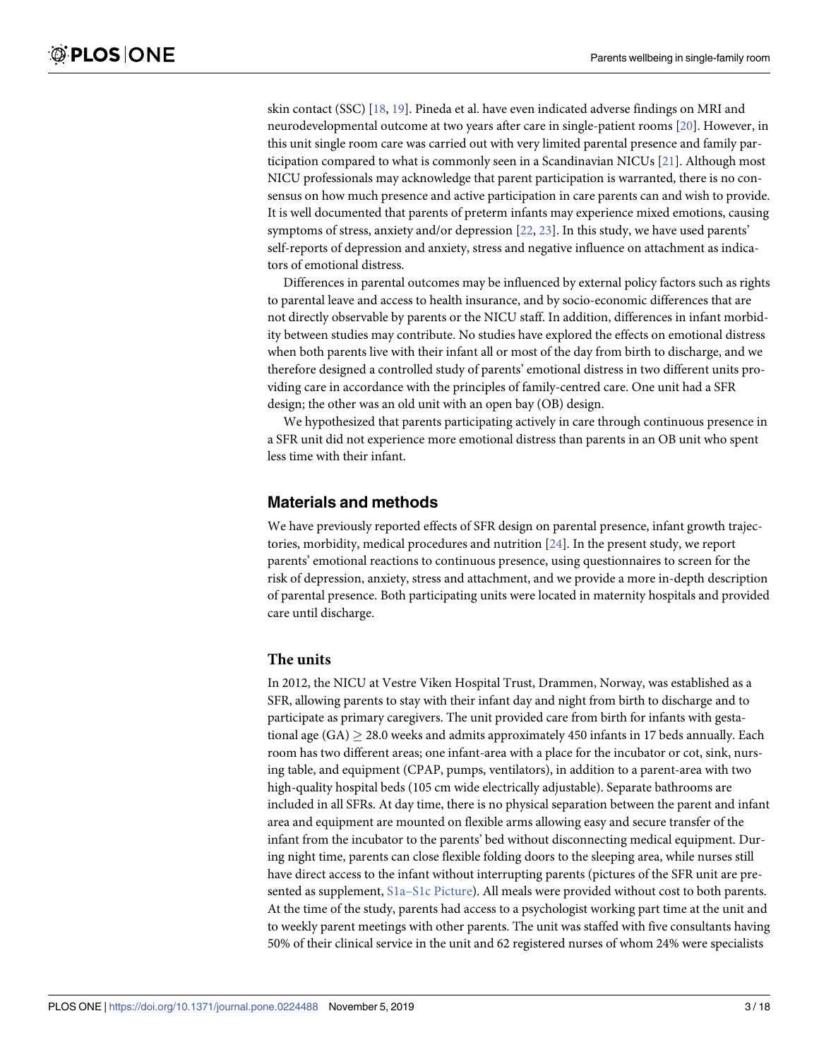skin contact (SSC) [18, 19]. Pineda et al. have even indicated adverse findings on MRI and neurodevelopmental outcome at two years after care in single-patient rooms [20]. However, in this unit single room care was carried out with very limited parental presence and family participation compared to what is commonly seen in a Scandinavian NICUs [21]. Although most NICU professionals may acknowledge that parent participation is warranted, there is no consensus on how much presence and active participation in care parents can and wish to provide. It is well documented that parents of preterm infants may experience mixed emotions, causing symptoms of stress, anxiety and/or depression [22, 23]. In this study, we have used parents' self-reports of depression and anxiety, stress and negative influence on attachment as indicators of emotional distress.

Differences in parental outcomes may be influenced by external policy factors such as rights to parental leave and access to health insurance, and by socio-economic differences that are not directly observable by parents or the NICU staff. In addition, differences in infant morbidity between studies may contribute. No studies have explored the effects on emotional distress when both parents live with their infant all or most of the day from birth to discharge, and we therefore designed a controlled study of parents' emotional distress in two different units providing care in accordance with the principles of family-centred care. One unit had a SFR design; the other was an old unit with an open bay (OB) design.

We hypothesized that parents participating actively in care through continuous presence in a SFR unit did not experience more emotional distress than parents in an OB unit who spent less time with their infant.

## Materials and methods

We have previously reported effects of SFR design on parental presence, infant growth trajectories, morbidity, medical procedures and nutrition [24]. In the present study, we report parents' emotional reactions to continuous presence, using questionnaires to screen for the risk of depression, anxiety, stress and attachment, and we provide a more in-depth description of parental presence. Both participating units were located in maternity hospitals and provided care until discharge.

### The units

In 2012, the NICU at Vestre Viken Hospital Trust, Drammen, Norway, was established as a SFR, allowing parents to stay with their infant day and night from birth to discharge and to participate as primary caregivers. The unit provided care from birth for infants with gestational age (GA) $\geq$ 28.0 weeks and admits approximately 450 infants in 17 beds annually. Each room has two different areas; one infant-area with a place for the incubator or cot, sink, nursing table, and equipment (CPAP, pumps, ventilators), in addition to a parent-area with two high-quality hospital beds (105 cm wide electrically adjustable). Separate bathrooms are included in all SFRs. At day time, there is no physical separation between the parent and infant area and equipment are mounted on flexible arms allowing easy and secure transfer of the infant from the incubator to the parents' bed without disconnecting medical equipment. During night time, parents can close flexible folding doors to the sleeping area, while nurses still have direct access to the infant without interrupting parents (pictures of the SFR unit are presented as supplement, S1a–S1c Picture). All meals were provided without cost to both parents. At the time of the study, parents had access to a psychologist working part time at the unit and to weekly parent meetings with other parents. The unit was staffed with five consultants having 50% of their clinical service in the unit and 62 registered nurses of whom 24% were specialists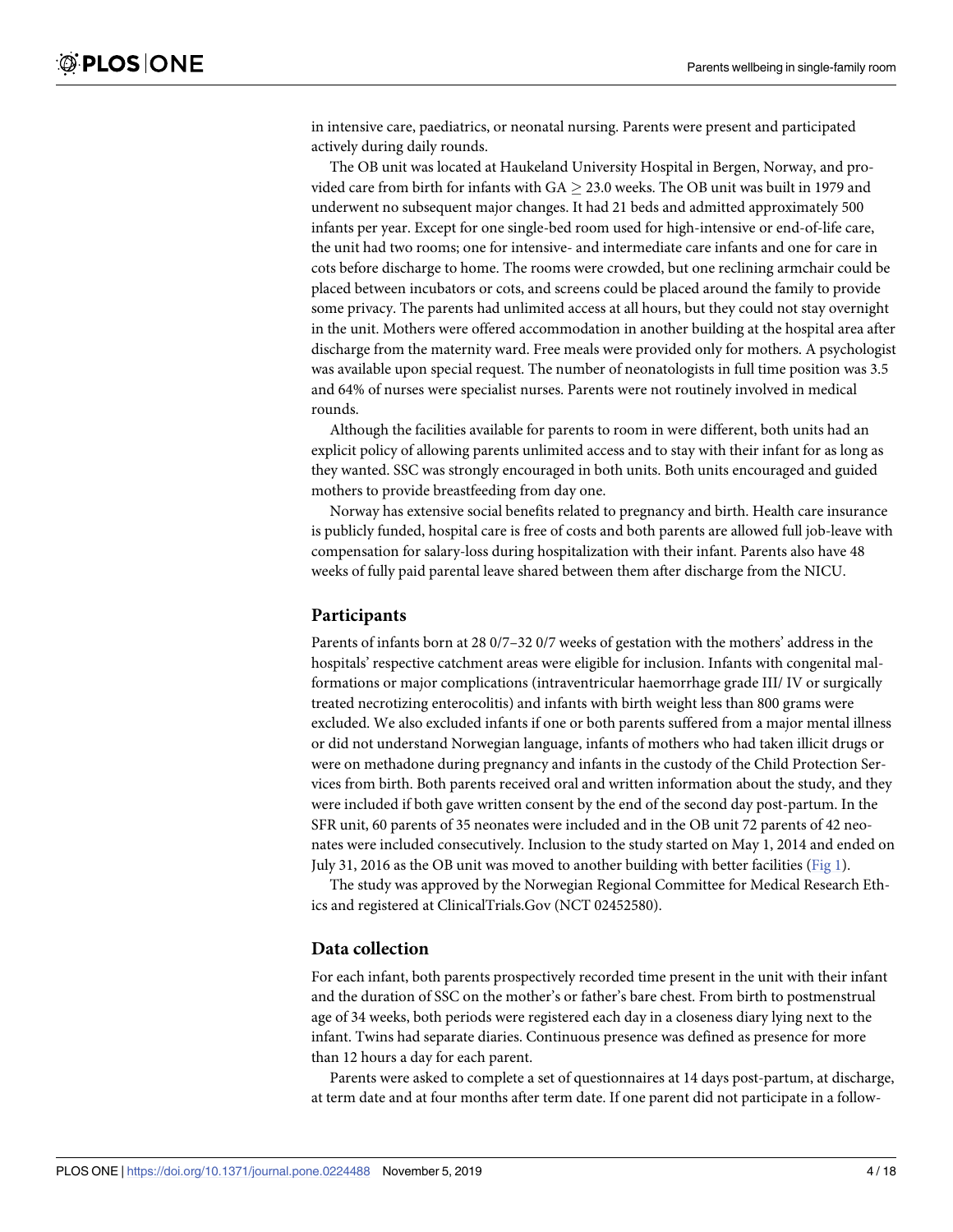in intensive care, paediatrics, or neonatal nursing. Parents were present and participated actively during daily rounds.

The OB unit was located at Haukeland University Hospital in Bergen, Norway, and provided care from birth for infants with GA $\geq$ 23.0 weeks. The OB unit was built in 1979 and underwent no subsequent major changes. It had 21 beds and admitted approximately 500 infants per year. Except for one single-bed room used for high-intensive or end-of-life care, the unit had two rooms; one for intensive- and intermediate care infants and one for care in cots before discharge to home. The rooms were crowded, but one reclining armchair could be placed between incubators or cots, and screens could be placed around the family to provide some privacy. The parents had unlimited access at all hours, but they could not stay overnight in the unit. Mothers were offered accommodation in another building at the hospital area after discharge from the maternity ward. Free meals were provided only for mothers. A psychologist was available upon special request. The number of neonatologists in full time position was 3.5 and 64% of nurses were specialist nurses. Parents were not routinely involved in medical rounds.

Although the facilities available for parents to room in were different, both units had an explicit policy of allowing parents unlimited access and to stay with their infant for as long as they wanted. SSC was strongly encouraged in both units. Both units encouraged and guided mothers to provide breastfeeding from day one.

Norway has extensive social benefits related to pregnancy and birth. Health care insurance is publicly funded, hospital care is free of costs and both parents are allowed full job-leave with compensation for salary-loss during hospitalization with their infant. Parents also have 48 weeks of fully paid parental leave shared between them after discharge from the NICU.

## Participants

Parents of infants born at 28 0/7–32 0/7 weeks of gestation with the mothers' address in the hospitals' respective catchment areas were eligible for inclusion. Infants with congenital malformations or major complications (intraventricular haemorrhage grade III/ IV or surgically treated necrotizing enterocolitis) and infants with birth weight less than 800 grams were excluded. We also excluded infants if one or both parents suffered from a major mental illness or did not understand Norwegian language, infants of mothers who had taken illicit drugs or were on methadone during pregnancy and infants in the custody of the Child Protection Services from birth. Both parents received oral and written information about the study, and they were included if both gave written consent by the end of the second day post-partum. In the SFR unit, 60 parents of 35 neonates were included and in the OB unit 72 parents of 42 neonates were included consecutively. Inclusion to the study started on May 1, 2014 and ended on July 31, 2016 as the OB unit was moved to another building with better facilities (Fig 1).

The study was approved by the Norwegian Regional Committee for Medical Research Ethics and registered at ClinicalTrials.Gov (NCT 02452580).

## Data collection

For each infant, both parents prospectively recorded time present in the unit with their infant and the duration of SSC on the mother's or father's bare chest. From birth to postmenstrual age of 34 weeks, both periods were registered each day in a closeness diary lying next to the infant. Twins had separate diaries. Continuous presence was defined as presence for more than 12 hours a day for each parent.

Parents were asked to complete a set of questionnaires at 14 days post-partum, at discharge, at term date and at four months after term date. If one parent did not participate in a follow-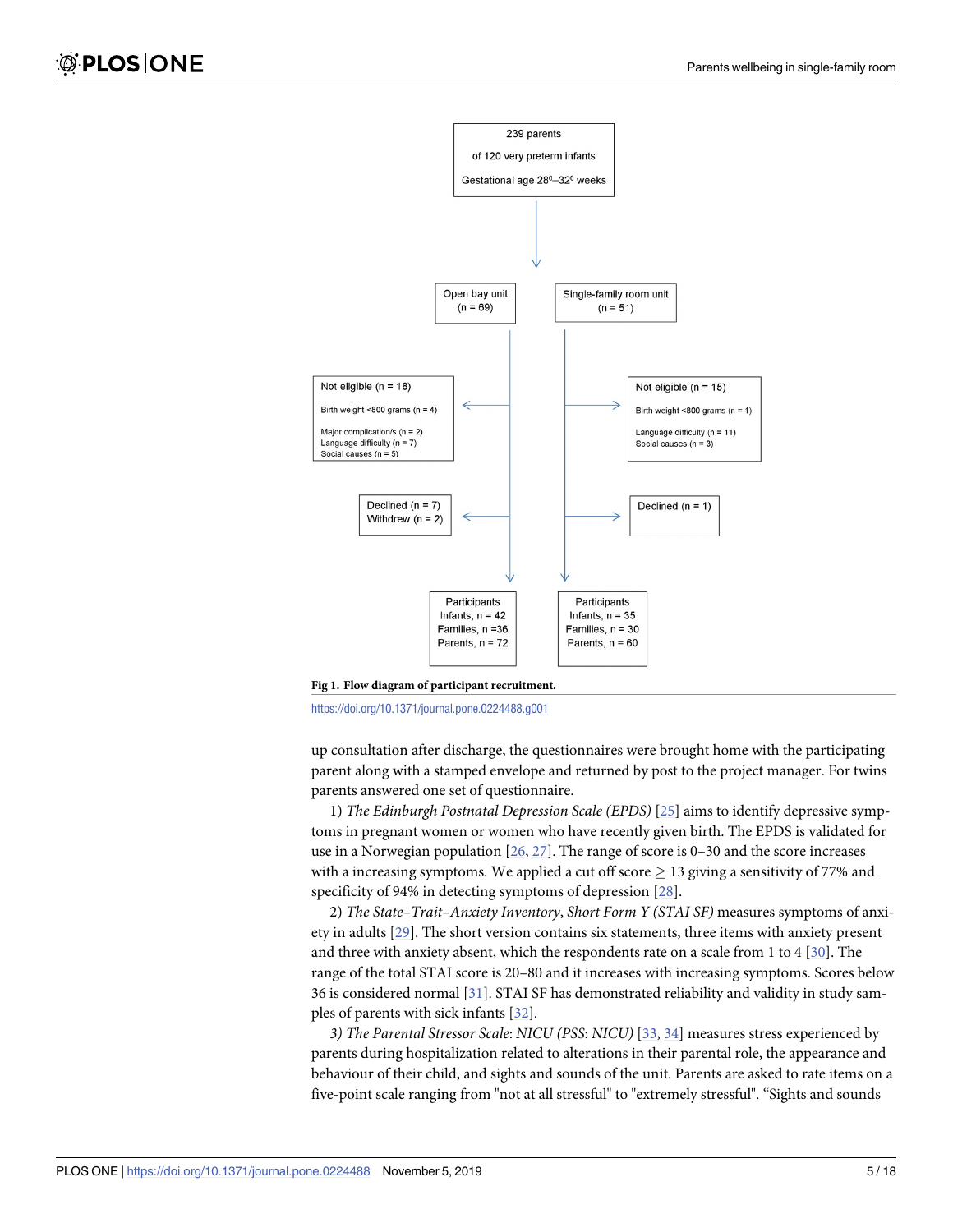239 parents

of 120 very preterm infants

Gestational age $28^0$–$32^0$ weeks

Open bay unit (n = 69)

Single-family room unit (n = 51)

Not eligible (n = 18)
Birth weight <800 grams (n = 4)
Major complication/s (n = 2)
Language difficulty (n = 7)
Social causes (n = 5)

Not eligible (n = 15)
Birth weight <800 grams (n = 1)
Language difficulty (n = 11)
Social causes (n = 3)

Declined (n = 7)
Withdrew (n = 2)

Declined (n = 1)

Participants
Infants, n = 42
Families, n =36
Parents, n = 72

Participants
Infants, n = 35
Families, n = 30
Parents, n = 60

**Fig 1. Flow diagram of participant recruitment.**

https://doi.org/10.1371/journal.pone.0224488.g001

up consultation after discharge, the questionnaires were brought home with the participating parent along with a stamped envelope and returned by post to the project manager. For twins parents answered one set of questionnaire.

1) *The Edinburgh Postnatal Depression Scale (EPDS)* [25] aims to identify depressive symptoms in pregnant women or women who have recently given birth. The EPDS is validated for use in a Norwegian population [26, 27]. The range of score is 0–30 and the score increases with a increasing symptoms. We applied a cut off score $\geq$ 13 giving a sensitivity of 77% and specificity of 94% in detecting symptoms of depression [28].

2) *The State–Trait–Anxiety Inventory*, *Short Form Y (STAI SF)* measures symptoms of anxiety in adults [29]. The short version contains six statements, three items with anxiety present and three with anxiety absent, which the respondents rate on a scale from 1 to 4 [30]. The range of the total STAI score is 20–80 and it increases with increasing symptoms. Scores below 36 is considered normal [31]. STAI SF has demonstrated reliability and validity in study samples of parents with sick infants [32].

*3) The Parental Stressor Scale*: *NICU (PSS*: *NICU)* [33, 34] measures stress experienced by parents during hospitalization related to alterations in their parental role, the appearance and behaviour of their child, and sights and sounds of the unit. Parents are asked to rate items on a five-point scale ranging from "not at all stressful" to "extremely stressful". "Sights and sounds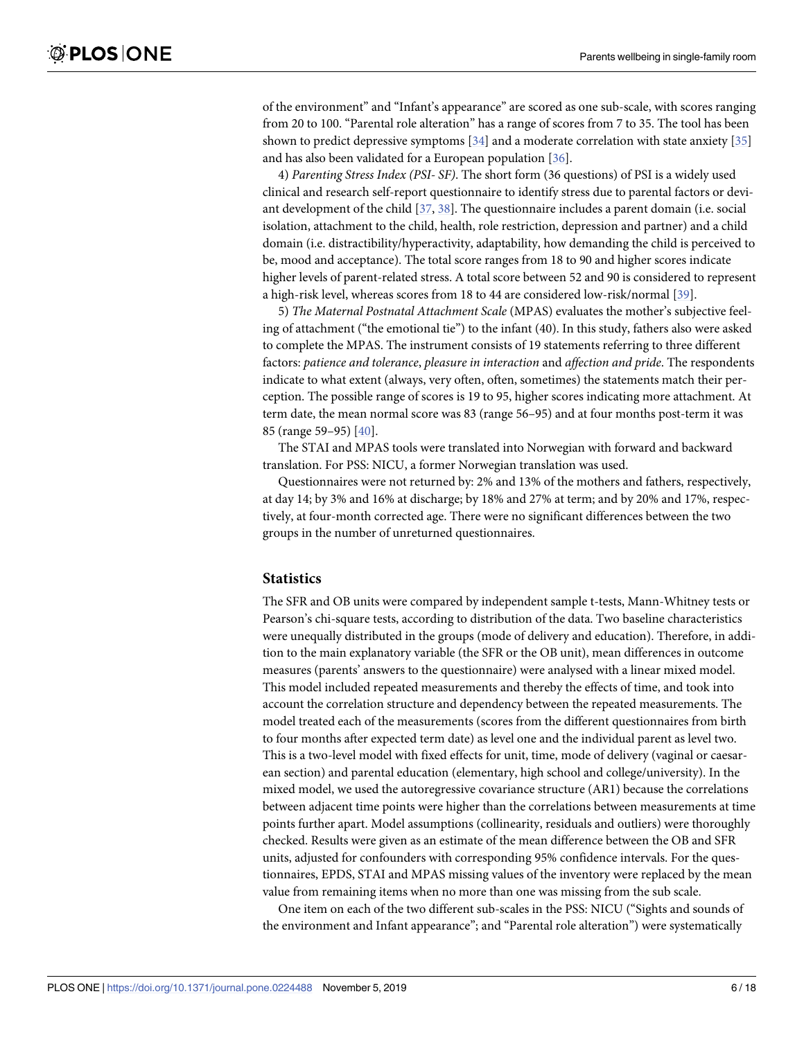of the environment" and "Infant's appearance" are scored as one sub-scale, with scores ranging from 20 to 100. "Parental role alteration" has a range of scores from 7 to 35. The tool has been shown to predict depressive symptoms [34] and a moderate correlation with state anxiety [35] and has also been validated for a European population [36].

4) *Parenting Stress Index (PSI- SF)*. The short form (36 questions) of PSI is a widely used clinical and research self-report questionnaire to identify stress due to parental factors or deviant development of the child [37, 38]. The questionnaire includes a parent domain (i.e. social isolation, attachment to the child, health, role restriction, depression and partner) and a child domain (i.e. distractibility/hyperactivity, adaptability, how demanding the child is perceived to be, mood and acceptance). The total score ranges from 18 to 90 and higher scores indicate higher levels of parent-related stress. A total score between 52 and 90 is considered to represent a high-risk level, whereas scores from 18 to 44 are considered low-risk/normal [39].

5) *The Maternal Postnatal Attachment Scale* (MPAS) evaluates the mother's subjective feeling of attachment ("the emotional tie") to the infant (40). In this study, fathers also were asked to complete the MPAS. The instrument consists of 19 statements referring to three different factors: *patience and tolerance*, *pleasure in interaction* and *affection and pride*. The respondents indicate to what extent (always, very often, often, sometimes) the statements match their perception. The possible range of scores is 19 to 95, higher scores indicating more attachment. At term date, the mean normal score was 83 (range 56–95) and at four months post-term it was 85 (range 59–95) [40].

The STAI and MPAS tools were translated into Norwegian with forward and backward translation. For PSS: NICU, a former Norwegian translation was used.

Questionnaires were not returned by: 2% and 13% of the mothers and fathers, respectively, at day 14; by 3% and 16% at discharge; by 18% and 27% at term; and by 20% and 17%, respectively, at four-month corrected age. There were no significant differences between the two groups in the number of unreturned questionnaires.

## Statistics

The SFR and OB units were compared by independent sample t-tests, Mann-Whitney tests or Pearson's chi-square tests, according to distribution of the data. Two baseline characteristics were unequally distributed in the groups (mode of delivery and education). Therefore, in addition to the main explanatory variable (the SFR or the OB unit), mean differences in outcome measures (parents' answers to the questionnaire) were analysed with a linear mixed model. This model included repeated measurements and thereby the effects of time, and took into account the correlation structure and dependency between the repeated measurements. The model treated each of the measurements (scores from the different questionnaires from birth to four months after expected term date) as level one and the individual parent as level two. This is a two-level model with fixed effects for unit, time, mode of delivery (vaginal or caesarean section) and parental education (elementary, high school and college/university). In the mixed model, we used the autoregressive covariance structure (AR1) because the correlations between adjacent time points were higher than the correlations between measurements at time points further apart. Model assumptions (collinearity, residuals and outliers) were thoroughly checked. Results were given as an estimate of the mean difference between the OB and SFR units, adjusted for confounders with corresponding 95% confidence intervals. For the questionnaires, EPDS, STAI and MPAS missing values of the inventory were replaced by the mean value from remaining items when no more than one was missing from the sub scale.

One item on each of the two different sub-scales in the PSS: NICU ("Sights and sounds of the environment and Infant appearance"; and "Parental role alteration") were systematically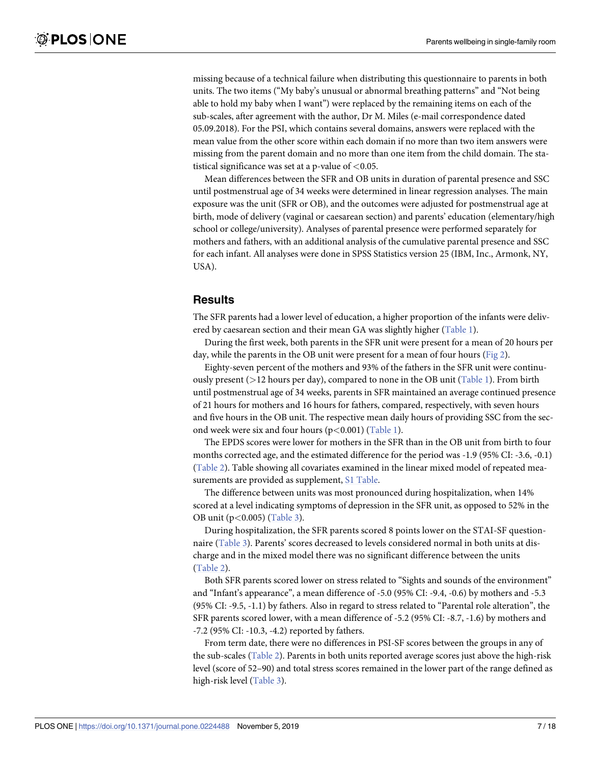missing because of a technical failure when distributing this questionnaire to parents in both units. The two items ("My baby's unusual or abnormal breathing patterns" and "Not being able to hold my baby when I want") were replaced by the remaining items on each of the sub-scales, after agreement with the author, Dr M. Miles (e-mail correspondence dated 05.09.2018). For the PSI, which contains several domains, answers were replaced with the mean value from the other score within each domain if no more than two item answers were missing from the parent domain and no more than one item from the child domain. The statistical significance was set at a p-value of $<0.05$.

Mean differences between the SFR and OB units in duration of parental presence and SSC until postmenstrual age of 34 weeks were determined in linear regression analyses. The main exposure was the unit (SFR or OB), and the outcomes were adjusted for postmenstrual age at birth, mode of delivery (vaginal or caesarean section) and parents' education (elementary/high school or college/university). Analyses of parental presence were performed separately for mothers and fathers, with an additional analysis of the cumulative parental presence and SSC for each infant. All analyses were done in SPSS Statistics version 25 (IBM, Inc., Armonk, NY, USA).

## Results

The SFR parents had a lower level of education, a higher proportion of the infants were delivered by caesarean section and their mean GA was slightly higher (Table 1).

During the first week, both parents in the SFR unit were present for a mean of 20 hours per day, while the parents in the OB unit were present for a mean of four hours (Fig 2).

Eighty-seven percent of the mothers and 93% of the fathers in the SFR unit were continuously present (>12 hours per day), compared to none in the OB unit (Table 1). From birth until postmenstrual age of 34 weeks, parents in SFR maintained an average continued presence of 21 hours for mothers and 16 hours for fathers, compared, respectively, with seven hours and five hours in the OB unit. The respective mean daily hours of providing SSC from the second week were six and four hours ($p<0.001$) (Table 1).

The EPDS scores were lower for mothers in the SFR than in the OB unit from birth to four months corrected age, and the estimated difference for the period was -1.9 (95% CI: -3.6, -0.1) (Table 2). Table showing all covariates examined in the linear mixed model of repeated measurements are provided as supplement, S1 Table.

The difference between units was most pronounced during hospitalization, when 14% scored at a level indicating symptoms of depression in the SFR unit, as opposed to 52% in the OB unit ($p<0.005$) (Table 3).

During hospitalization, the SFR parents scored 8 points lower on the STAI-SF questionnaire (Table 3). Parents' scores decreased to levels considered normal in both units at discharge and in the mixed model there was no significant difference between the units (Table 2).

Both SFR parents scored lower on stress related to "Sights and sounds of the environment" and "Infant's appearance", a mean difference of -5.0 (95% CI: -9.4, -0.6) by mothers and -5.3 (95% CI: -9.5, -1.1) by fathers. Also in regard to stress related to "Parental role alteration", the SFR parents scored lower, with a mean difference of -5.2 (95% CI: -8.7, -1.6) by mothers and -7.2 (95% CI: -10.3, -4.2) reported by fathers.

From term date, there were no differences in PSI-SF scores between the groups in any of the sub-scales (Table 2). Parents in both units reported average scores just above the high-risk level (score of 52–90) and total stress scores remained in the lower part of the range defined as high-risk level (Table 3).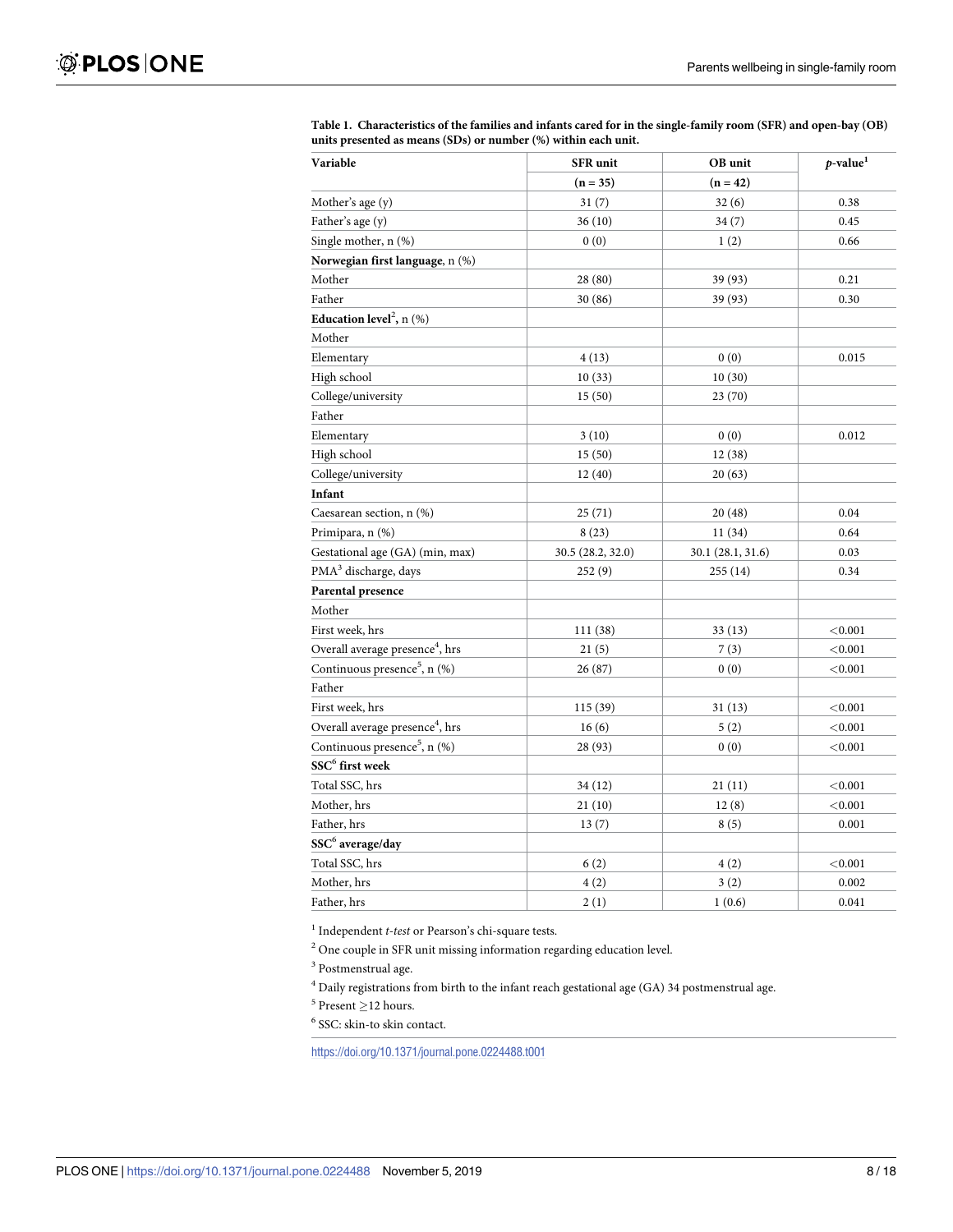**Table 1. Characteristics of the families and infants cared for in the single-family room (SFR) and open-bay (OB) units presented as means (SDs) or number (%) within each unit.**

| Variable | SFR unit (n = 35) | OB unit (n = 42) | *p*-value[1] |
|---|---|---|---|
| Mother's age (y) | 31 (7) | 32 (6) | 0.38 |
| Father's age (y) | 36 (10) | 34 (7) | 0.45 |
| Single mother, n (%) | 0 (0) | 1 (2) | 0.66 |
| **Norwegian first language**, n (%) | | | |
| Mother | 28 (80) | 39 (93) | 0.21 |
| Father | 30 (86) | 39 (93) | 0.30 |
| **Education level**[2], n (%) | | | |
| Mother | | | |
| Elementary | 4 (13) | 0 (0) | 0.015 |
| High school | 10 (33) | 10 (30) | |
| College/university | 15 (50) | 23 (70) | |
| Father | | | |
| Elementary | 3 (10) | 0 (0) | 0.012 |
| High school | 15 (50) | 12 (38) | |
| College/university | 12 (40) | 20 (63) | |
| **Infant** | | | |
| Caesarean section, n (%) | 25 (71) | 20 (48) | 0.04 |
| Primipara, n (%) | 8 (23) | 11 (34) | 0.64 |
| Gestational age (GA) (min, max) | 30.5 (28.2, 32.0) | 30.1 (28.1, 31.6) | 0.03 |
| PMA[3] discharge, days | 252 (9) | 255 (14) | 0.34 |
| **Parental presence** | | | |
| Mother | | | |
| First week, hrs | 111 (38) | 33 (13) | <0.001 |
| Overall average presence[4], hrs | 21 (5) | 7 (3) | <0.001 |
| Continuous presence[5], n (%) | 26 (87) | 0 (0) | <0.001 |
| Father | | | |
| First week, hrs | 115 (39) | 31 (13) | <0.001 |
| Overall average presence[4], hrs | 16 (6) | 5 (2) | <0.001 |
| Continuous presence[5], n (%) | 28 (93) | 0 (0) | <0.001 |
| **SSC[6] first week** | | | |
| Total SSC, hrs | 34 (12) | 21 (11) | <0.001 |
| Mother, hrs | 21 (10) | 12 (8) | <0.001 |
| Father, hrs | 13 (7) | 8 (5) | 0.001 |
| **SSC[6] average/day** | | | |
| Total SSC, hrs | 6 (2) | 4 (2) | <0.001 |
| Mother, hrs | 4 (2) | 3 (2) | 0.002 |
| Father, hrs | 2 (1) | 1 (0.6) | 0.041 |

[1] Independent *t-test* or Pearson's chi-square tests.

[2] One couple in SFR unit missing information regarding education level.

[3] Postmenstrual age.

[4] Daily registrations from birth to the infant reach gestational age (GA) 34 postmenstrual age.

[5] Present ≥12 hours.

[6] SSC: skin-to skin contact.

https://doi.org/10.1371/journal.pone.0224488.t001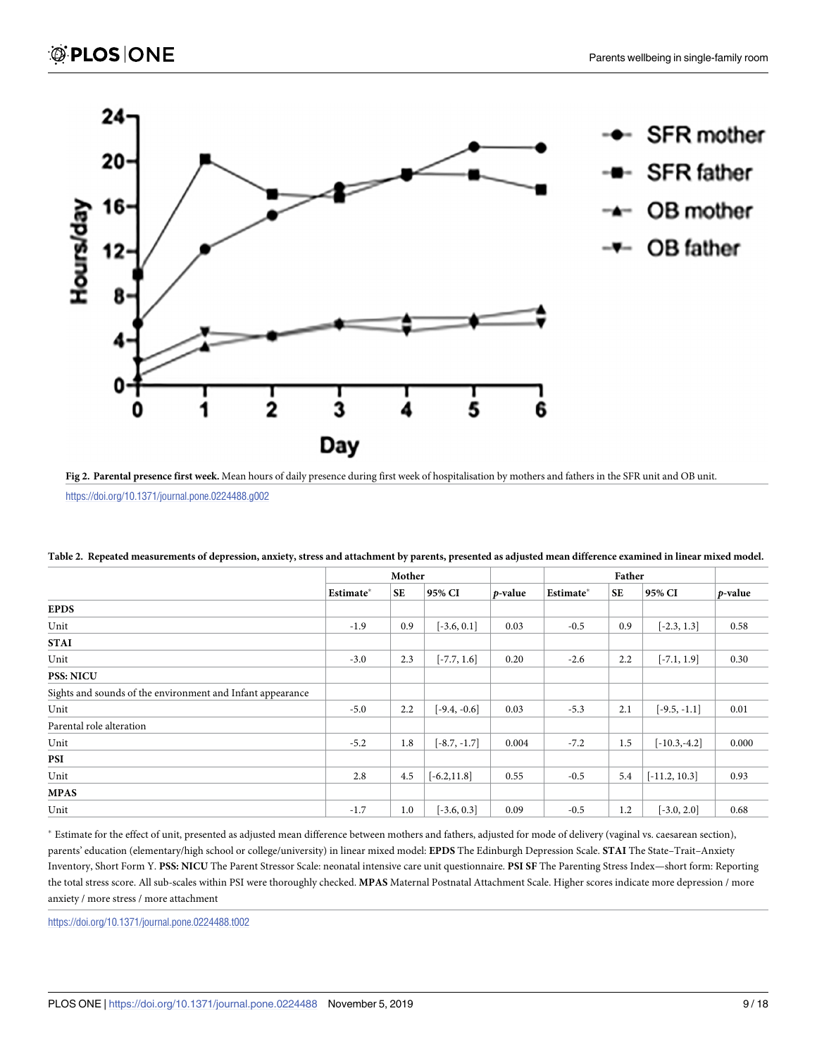**Fig 2. Parental presence first week.** Mean hours of daily presence during first week of hospitalisation by mothers and fathers in the SFR unit and OB unit.

https://doi.org/10.1371/journal.pone.0224488.g002

**Table 2. Repeated measurements of depression, anxiety, stress and attachment by parents, presented as adjusted mean difference examined in linear mixed model.**

| | Mother | | | | Father | | | |
|---|---|---|---|---|---|---|---|---|
| | Estimate* | SE | 95% CI | *p*-value | Estimate* | SE | 95% CI | *p*-value |
| **EPDS** | | | | | | | | |
| Unit | -1.9 | 0.9 | [-3.6, 0.1] | 0.03 | -0.5 | 0.9 | [-2.3, 1.3] | 0.58 |
| **STAI** | | | | | | | | |
| Unit | -3.0 | 2.3 | [-7.7, 1.6] | 0.20 | -2.6 | 2.2 | [-7.1, 1.9] | 0.30 |
| **PSS: NICU** | | | | | | | | |
| Sights and sounds of the environment and Infant appearance | | | | | | | | |
| Unit | -5.0 | 2.2 | [-9.4, -0.6] | 0.03 | -5.3 | 2.1 | [-9.5, -1.1] | 0.01 |
| Parental role alteration | | | | | | | | |
| Unit | -5.2 | 1.8 | [-8.7, -1.7] | 0.004 | -7.2 | 1.5 | [-10.3,-4.2] | 0.000 |
| **PSI** | | | | | | | | |
| Unit | 2.8 | 4.5 | [-6.2,11.8] | 0.55 | -0.5 | 5.4 | [-11.2, 10.3] | 0.93 |
| **MPAS** | | | | | | | | |
| Unit | -1.7 | 1.0 | [-3.6, 0.3] | 0.09 | -0.5 | 1.2 | [-3.0, 2.0] | 0.68 |

* Estimate for the effect of unit, presented as adjusted mean difference between mothers and fathers, adjusted for mode of delivery (vaginal vs. caesarean section), parents' education (elementary/high school or college/university) in linear mixed model: **EPDS** The Edinburgh Depression Scale. **STAI** The State–Trait–Anxiety Inventory, Short Form Y. **PSS: NICU** The Parent Stressor Scale: neonatal intensive care unit questionnaire. **PSI SF** The Parenting Stress Index—short form: Reporting the total stress score. All sub-scales within PSI were thoroughly checked. **MPAS** Maternal Postnatal Attachment Scale. Higher scores indicate more depression / more anxiety / more stress / more attachment

https://doi.org/10.1371/journal.pone.0224488.t002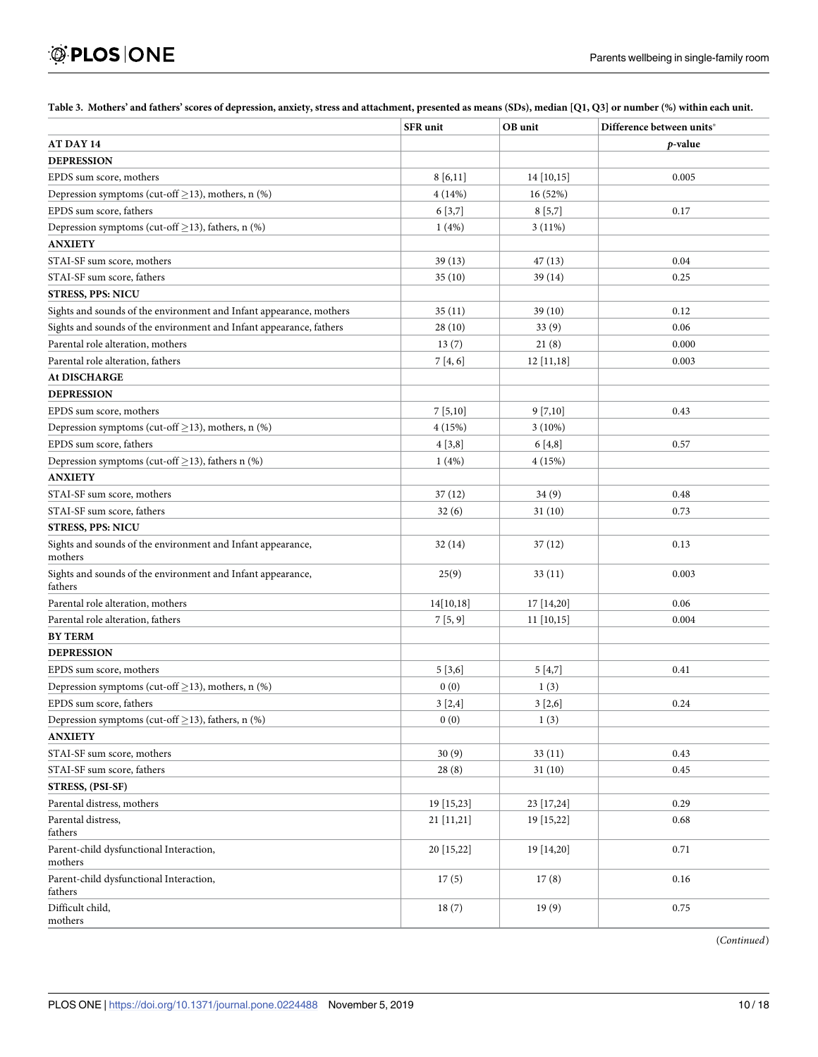**Table 3. Mothers' and fathers' scores of depression, anxiety, stress and attachment, presented as means (SDs), median [Q1, Q3] or number (%) within each unit.**

| | SFR unit | OB unit | Difference between units* |
|---|---|---|---|
| **AT DAY 14** | | | *p*-value |
| **DEPRESSION** | | | |
| EPDS sum score, mothers | 8 [6,11] | 14 [10,15] | 0.005 |
| Depression symptoms (cut-off ≥13), mothers, n (%) | 4 (14%) | 16 (52%) | |
| EPDS sum score, fathers | 6 [3,7] | 8 [5,7] | 0.17 |
| Depression symptoms (cut-off ≥13), fathers, n (%) | 1 (4%) | 3 (11%) | |
| **ANXIETY** | | | |
| STAI-SF sum score, mothers | 39 (13) | 47 (13) | 0.04 |
| STAI-SF sum score, fathers | 35 (10) | 39 (14) | 0.25 |
| **STRESS, PPS: NICU** | | | |
| Sights and sounds of the environment and Infant appearance, mothers | 35 (11) | 39 (10) | 0.12 |
| Sights and sounds of the environment and Infant appearance, fathers | 28 (10) | 33 (9) | 0.06 |
| Parental role alteration, mothers | 13 (7) | 21 (8) | 0.000 |
| Parental role alteration, fathers | 7 [4, 6] | 12 [11,18] | 0.003 |
| **At DISCHARGE** | | | |
| **DEPRESSION** | | | |
| EPDS sum score, mothers | 7 [5,10] | 9 [7,10] | 0.43 |
| Depression symptoms (cut-off ≥13), mothers, n (%) | 4 (15%) | 3 (10%) | |
| EPDS sum score, fathers | 4 [3,8] | 6 [4,8] | 0.57 |
| Depression symptoms (cut-off ≥13), fathers n (%) | 1 (4%) | 4 (15%) | |
| **ANXIETY** | | | |
| STAI-SF sum score, mothers | 37 (12) | 34 (9) | 0.48 |
| STAI-SF sum score, fathers | 32 (6) | 31 (10) | 0.73 |
| **STRESS, PPS: NICU** | | | |
| Sights and sounds of the environment and Infant appearance, mothers | 32 (14) | 37 (12) | 0.13 |
| Sights and sounds of the environment and Infant appearance, fathers | 25(9) | 33 (11) | 0.003 |
| Parental role alteration, mothers | 14[10,18] | 17 [14,20] | 0.06 |
| Parental role alteration, fathers | 7 [5, 9] | 11 [10,15] | 0.004 |
| **BY TERM** | | | |
| **DEPRESSION** | | | |
| EPDS sum score, mothers | 5 [3,6] | 5 [4,7] | 0.41 |
| Depression symptoms (cut-off ≥13), mothers, n (%) | 0 (0) | 1 (3) | |
| EPDS sum score, fathers | 3 [2,4] | 3 [2,6] | 0.24 |
| Depression symptoms (cut-off ≥13), fathers, n (%) | 0 (0) | 1 (3) | |
| **ANXIETY** | | | |
| STAI-SF sum score, mothers | 30 (9) | 33 (11) | 0.43 |
| STAI-SF sum score, fathers | 28 (8) | 31 (10) | 0.45 |
| **STRESS, (PSI-SF)** | | | |
| Parental distress, mothers | 19 [15,23] | 23 [17,24] | 0.29 |
| Parental distress, fathers | 21 [11,21] | 19 [15,22] | 0.68 |
| Parent-child dysfunctional Interaction, mothers | 20 [15,22] | 19 [14,20] | 0.71 |
| Parent-child dysfunctional Interaction, fathers | 17 (5) | 17 (8) | 0.16 |
| Difficult child, mothers | 18 (7) | 19 (9) | 0.75 |

(*Continued*)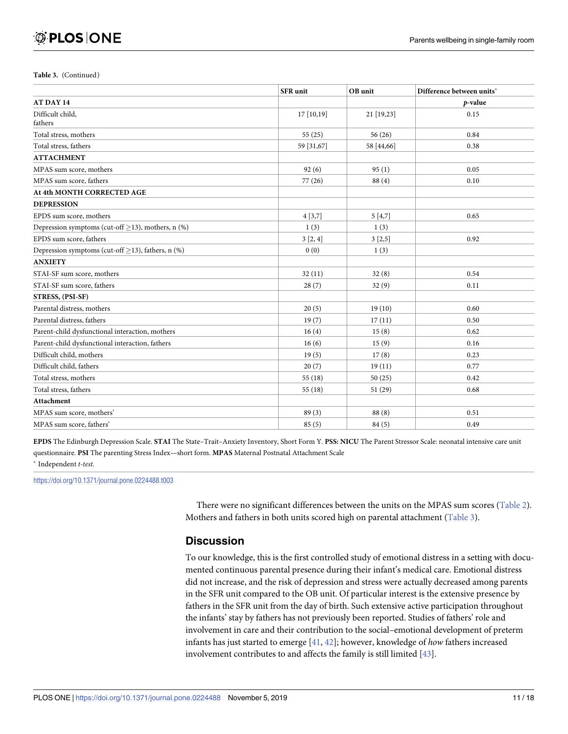**Table 3.** (Continued)

| | SFR unit | OB unit | Difference between units* |
|---|---|---|---|
| **AT DAY 14** | | | *p*-value |
| Difficult child, fathers | 17 [10,19] | 21 [19,23] | 0.15 |
| Total stress, mothers | 55 (25) | 56 (26) | 0.84 |
| Total stress, fathers | 59 [31,67] | 58 [44,66] | 0.38 |
| **ATTACHMENT** | | | |
| MPAS sum score, mothers | 92 (6) | 95 (1) | 0.05 |
| MPAS sum score, fathers | 77 (26) | 88 (4) | 0.10 |
| **At 4th MONTH CORRECTED AGE** | | | |
| **DEPRESSION** | | | |
| EPDS sum score, mothers | 4 [3,7] | 5 [4,7] | 0.65 |
| Depression symptoms (cut-off ≥13), mothers, n (%) | 1 (3) | 1 (3) | |
| EPDS sum score, fathers | 3 [2, 4] | 3 [2,5] | 0.92 |
| Depression symptoms (cut-off ≥13), fathers, n (%) | 0 (0) | 1 (3) | |
| **ANXIETY** | | | |
| STAI-SF sum score, mothers | 32 (11) | 32 (8) | 0.54 |
| STAI-SF sum score, fathers | 28 (7) | 32 (9) | 0.11 |
| **STRESS, (PSI-SF)** | | | |
| Parental distress, mothers | 20 (5) | 19 (10) | 0.60 |
| Parental distress, fathers | 19 (7) | 17 (11) | 0.50 |
| Parent-child dysfunctional interaction, mothers | 16 (4) | 15 (8) | 0.62 |
| Parent-child dysfunctional interaction, fathers | 16 (6) | 15 (9) | 0.16 |
| Difficult child, mothers | 19 (5) | 17 (8) | 0.23 |
| Difficult child, fathers | 20 (7) | 19 (11) | 0.77 |
| Total stress, mothers | 55 (18) | 50 (25) | 0.42 |
| Total stress, fathers | 55 (18) | 51 (29) | 0.68 |
| **Attachment** | | | |
| MPAS sum score, mothers' | 89 (3) | 88 (8) | 0.51 |
| MPAS sum score, fathers' | 85 (5) | 84 (5) | 0.49 |

**EPDS** The Edinburgh Depression Scale. **STAI** The State–Trait–Anxiety Inventory, Short Form Y. **PSS: NICU** The Parent Stressor Scale: neonatal intensive care unit questionnaire. **PSI** The parenting Stress Index—short form. **MPAS** Maternal Postnatal Attachment Scale

* Independent *t-test*.

https://doi.org/10.1371/journal.pone.0224488.t003

There were no significant differences between the units on the MPAS sum scores (Table 2). Mothers and fathers in both units scored high on parental attachment (Table 3).

## Discussion

To our knowledge, this is the first controlled study of emotional distress in a setting with documented continuous parental presence during their infant's medical care. Emotional distress did not increase, and the risk of depression and stress were actually decreased among parents in the SFR unit compared to the OB unit. Of particular interest is the extensive presence by fathers in the SFR unit from the day of birth. Such extensive active participation throughout the infants' stay by fathers has not previously been reported. Studies of fathers' role and involvement in care and their contribution to the social–emotional development of preterm infants has just started to emerge [41, 42]; however, knowledge of *how* fathers increased involvement contributes to and affects the family is still limited [43].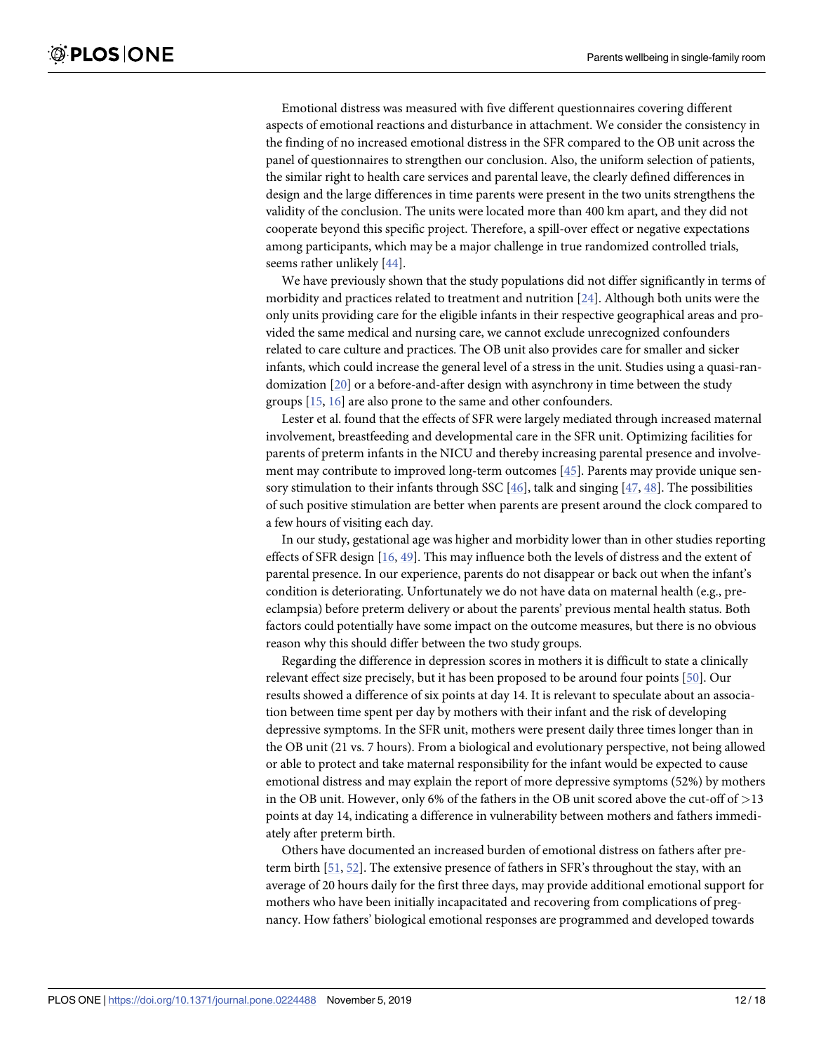Emotional distress was measured with five different questionnaires covering different aspects of emotional reactions and disturbance in attachment. We consider the consistency in the finding of no increased emotional distress in the SFR compared to the OB unit across the panel of questionnaires to strengthen our conclusion. Also, the uniform selection of patients, the similar right to health care services and parental leave, the clearly defined differences in design and the large differences in time parents were present in the two units strengthens the validity of the conclusion. The units were located more than 400 km apart, and they did not cooperate beyond this specific project. Therefore, a spill-over effect or negative expectations among participants, which may be a major challenge in true randomized controlled trials, seems rather unlikely [44].

We have previously shown that the study populations did not differ significantly in terms of morbidity and practices related to treatment and nutrition [24]. Although both units were the only units providing care for the eligible infants in their respective geographical areas and provided the same medical and nursing care, we cannot exclude unrecognized confounders related to care culture and practices. The OB unit also provides care for smaller and sicker infants, which could increase the general level of a stress in the unit. Studies using a quasi-randomization [20] or a before-and-after design with asynchrony in time between the study groups [15, 16] are also prone to the same and other confounders.

Lester et al. found that the effects of SFR were largely mediated through increased maternal involvement, breastfeeding and developmental care in the SFR unit. Optimizing facilities for parents of preterm infants in the NICU and thereby increasing parental presence and involvement may contribute to improved long-term outcomes [45]. Parents may provide unique sensory stimulation to their infants through SSC [46], talk and singing [47, 48]. The possibilities of such positive stimulation are better when parents are present around the clock compared to a few hours of visiting each day.

In our study, gestational age was higher and morbidity lower than in other studies reporting effects of SFR design [16, 49]. This may influence both the levels of distress and the extent of parental presence. In our experience, parents do not disappear or back out when the infant's condition is deteriorating. Unfortunately we do not have data on maternal health (e.g., preeclampsia) before preterm delivery or about the parents' previous mental health status. Both factors could potentially have some impact on the outcome measures, but there is no obvious reason why this should differ between the two study groups.

Regarding the difference in depression scores in mothers it is difficult to state a clinically relevant effect size precisely, but it has been proposed to be around four points [50]. Our results showed a difference of six points at day 14. It is relevant to speculate about an association between time spent per day by mothers with their infant and the risk of developing depressive symptoms. In the SFR unit, mothers were present daily three times longer than in the OB unit (21 vs. 7 hours). From a biological and evolutionary perspective, not being allowed or able to protect and take maternal responsibility for the infant would be expected to cause emotional distress and may explain the report of more depressive symptoms (52%) by mothers in the OB unit. However, only 6% of the fathers in the OB unit scored above the cut-off of >13 points at day 14, indicating a difference in vulnerability between mothers and fathers immediately after preterm birth.

Others have documented an increased burden of emotional distress on fathers after preterm birth [51, 52]. The extensive presence of fathers in SFR's throughout the stay, with an average of 20 hours daily for the first three days, may provide additional emotional support for mothers who have been initially incapacitated and recovering from complications of pregnancy. How fathers' biological emotional responses are programmed and developed towards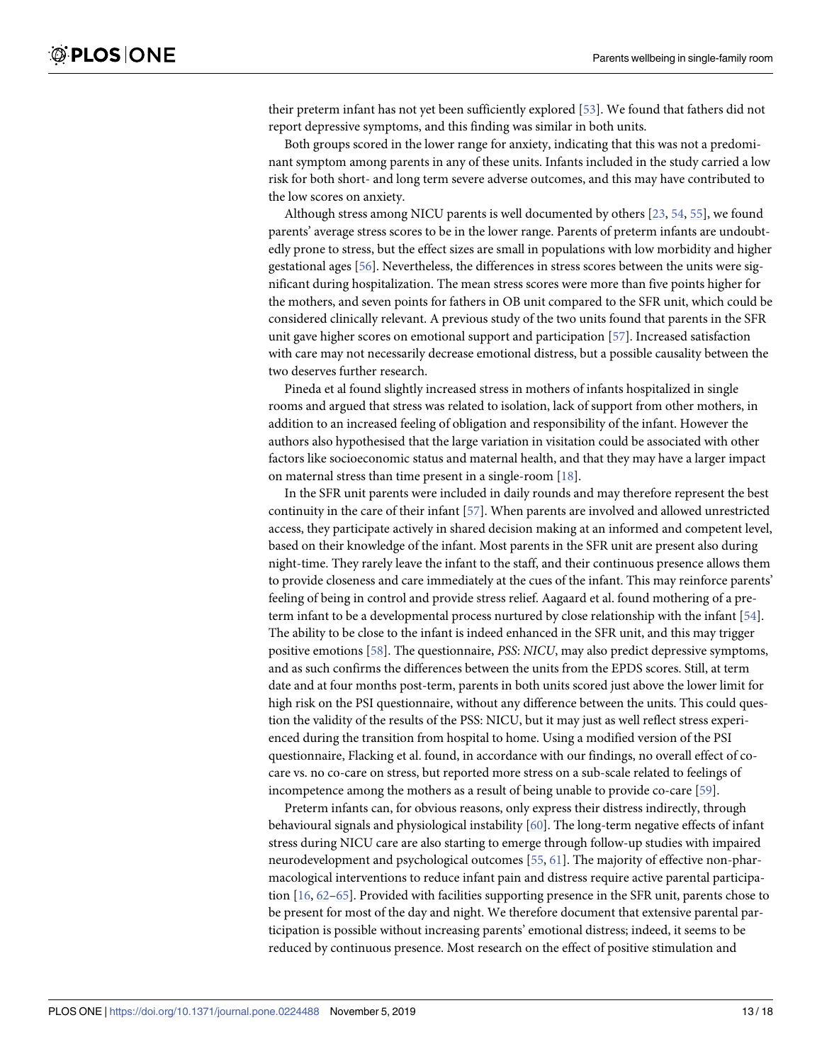their preterm infant has not yet been sufficiently explored [53]. We found that fathers did not report depressive symptoms, and this finding was similar in both units.

Both groups scored in the lower range for anxiety, indicating that this was not a predominant symptom among parents in any of these units. Infants included in the study carried a low risk for both short- and long term severe adverse outcomes, and this may have contributed to the low scores on anxiety.

Although stress among NICU parents is well documented by others [23, 54, 55], we found parents' average stress scores to be in the lower range. Parents of preterm infants are undoubtedly prone to stress, but the effect sizes are small in populations with low morbidity and higher gestational ages [56]. Nevertheless, the differences in stress scores between the units were significant during hospitalization. The mean stress scores were more than five points higher for the mothers, and seven points for fathers in OB unit compared to the SFR unit, which could be considered clinically relevant. A previous study of the two units found that parents in the SFR unit gave higher scores on emotional support and participation [57]. Increased satisfaction with care may not necessarily decrease emotional distress, but a possible causality between the two deserves further research.

Pineda et al found slightly increased stress in mothers of infants hospitalized in single rooms and argued that stress was related to isolation, lack of support from other mothers, in addition to an increased feeling of obligation and responsibility of the infant. However the authors also hypothesised that the large variation in visitation could be associated with other factors like socioeconomic status and maternal health, and that they may have a larger impact on maternal stress than time present in a single-room [18].

In the SFR unit parents were included in daily rounds and may therefore represent the best continuity in the care of their infant [57]. When parents are involved and allowed unrestricted access, they participate actively in shared decision making at an informed and competent level, based on their knowledge of the infant. Most parents in the SFR unit are present also during night-time. They rarely leave the infant to the staff, and their continuous presence allows them to provide closeness and care immediately at the cues of the infant. This may reinforce parents' feeling of being in control and provide stress relief. Aagaard et al. found mothering of a preterm infant to be a developmental process nurtured by close relationship with the infant [54]. The ability to be close to the infant is indeed enhanced in the SFR unit, and this may trigger positive emotions [58]. The questionnaire, *PSS*: *NICU*, may also predict depressive symptoms, and as such confirms the differences between the units from the EPDS scores. Still, at term date and at four months post-term, parents in both units scored just above the lower limit for high risk on the PSI questionnaire, without any difference between the units. This could question the validity of the results of the PSS: NICU, but it may just as well reflect stress experienced during the transition from hospital to home. Using a modified version of the PSI questionnaire, Flacking et al. found, in accordance with our findings, no overall effect of co-care vs. no co-care on stress, but reported more stress on a sub-scale related to feelings of incompetence among the mothers as a result of being unable to provide co-care [59].

Preterm infants can, for obvious reasons, only express their distress indirectly, through behavioural signals and physiological instability [60]. The long-term negative effects of infant stress during NICU care are also starting to emerge through follow-up studies with impaired neurodevelopment and psychological outcomes [55, 61]. The majority of effective non-pharmacological interventions to reduce infant pain and distress require active parental participation [16, 62–65]. Provided with facilities supporting presence in the SFR unit, parents chose to be present for most of the day and night. We therefore document that extensive parental participation is possible without increasing parents' emotional distress; indeed, it seems to be reduced by continuous presence. Most research on the effect of positive stimulation and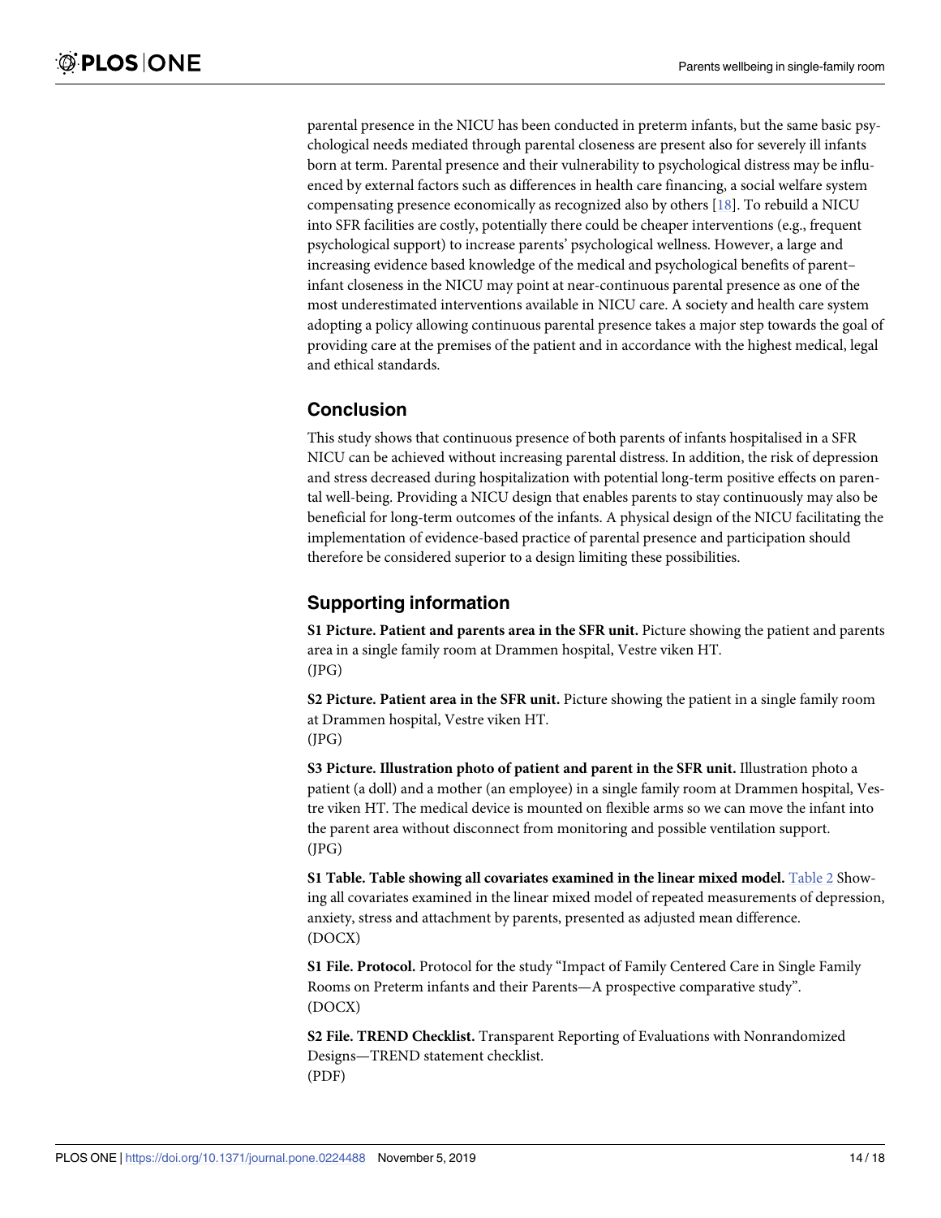parental presence in the NICU has been conducted in preterm infants, but the same basic psychological needs mediated through parental closeness are present also for severely ill infants born at term. Parental presence and their vulnerability to psychological distress may be influenced by external factors such as differences in health care financing, a social welfare system compensating presence economically as recognized also by others [18]. To rebuild a NICU into SFR facilities are costly, potentially there could be cheaper interventions (e.g., frequent psychological support) to increase parents' psychological wellness. However, a large and increasing evidence based knowledge of the medical and psychological benefits of parent–infant closeness in the NICU may point at near-continuous parental presence as one of the most underestimated interventions available in NICU care. A society and health care system adopting a policy allowing continuous parental presence takes a major step towards the goal of providing care at the premises of the patient and in accordance with the highest medical, legal and ethical standards.

## Conclusion

This study shows that continuous presence of both parents of infants hospitalised in a SFR NICU can be achieved without increasing parental distress. In addition, the risk of depression and stress decreased during hospitalization with potential long-term positive effects on parental well-being. Providing a NICU design that enables parents to stay continuously may also be beneficial for long-term outcomes of the infants. A physical design of the NICU facilitating the implementation of evidence-based practice of parental presence and participation should therefore be considered superior to a design limiting these possibilities.

## Supporting information

**S1 Picture. Patient and parents area in the SFR unit.** Picture showing the patient and parents area in a single family room at Drammen hospital, Vestre viken HT.
(JPG)

**S2 Picture. Patient area in the SFR unit.** Picture showing the patient in a single family room at Drammen hospital, Vestre viken HT.
(JPG)

**S3 Picture. Illustration photo of patient and parent in the SFR unit.** Illustration photo a patient (a doll) and a mother (an employee) in a single family room at Drammen hospital, Vestre viken HT. The medical device is mounted on flexible arms so we can move the infant into the parent area without disconnect from monitoring and possible ventilation support.
(JPG)

**S1 Table. Table showing all covariates examined in the linear mixed model.** Table 2 Showing all covariates examined in the linear mixed model of repeated measurements of depression, anxiety, stress and attachment by parents, presented as adjusted mean difference.
(DOCX)

**S1 File. Protocol.** Protocol for the study "Impact of Family Centered Care in Single Family Rooms on Preterm infants and their Parents—A prospective comparative study".
(DOCX)

**S2 File. TREND Checklist.** Transparent Reporting of Evaluations with Nonrandomized Designs—TREND statement checklist.
(PDF)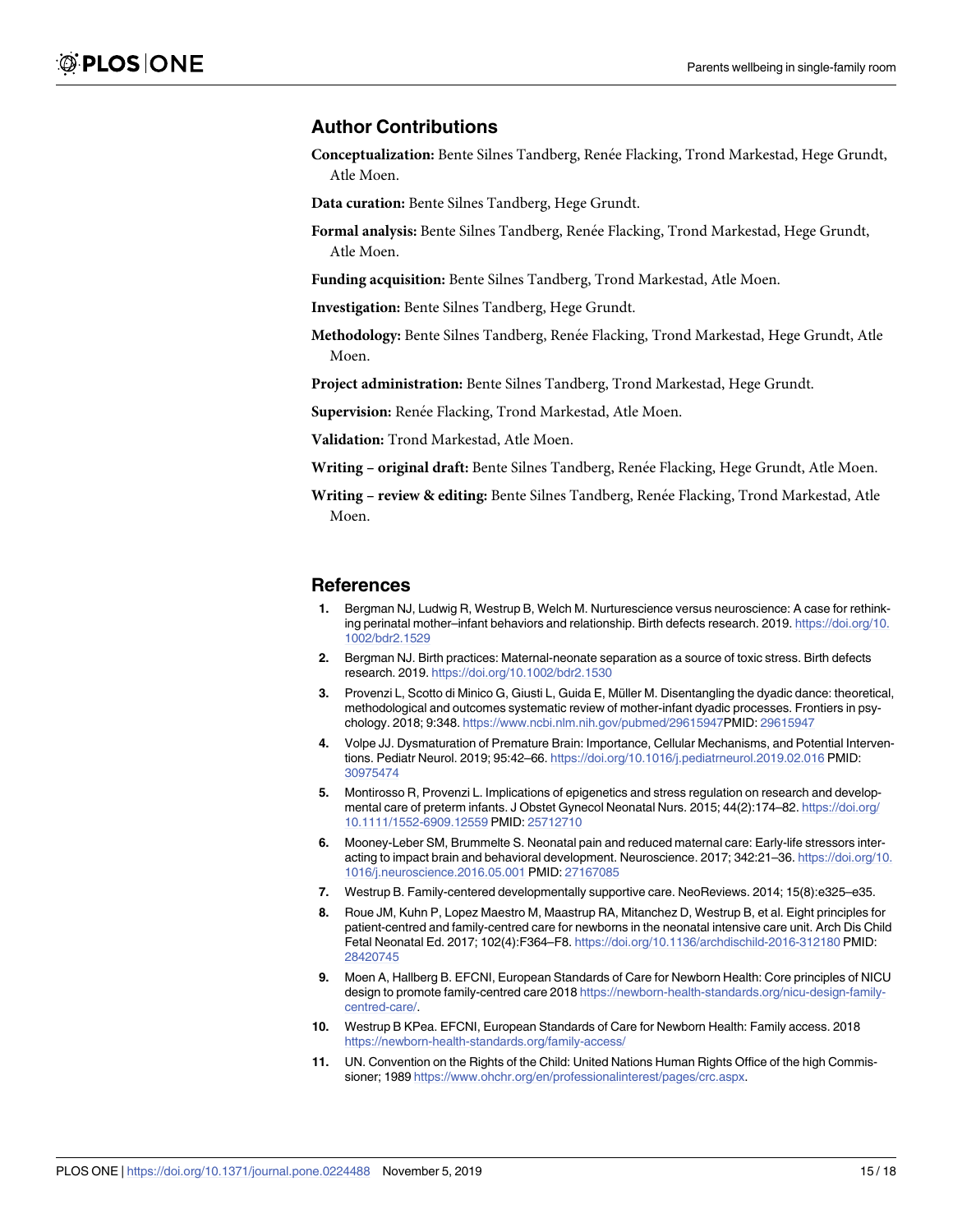## Author Contributions

**Conceptualization:** Bente Silnes Tandberg, Renée Flacking, Trond Markestad, Hege Grundt, Atle Moen.

**Data curation:** Bente Silnes Tandberg, Hege Grundt.

**Formal analysis:** Bente Silnes Tandberg, Renée Flacking, Trond Markestad, Hege Grundt, Atle Moen.

**Funding acquisition:** Bente Silnes Tandberg, Trond Markestad, Atle Moen.

**Investigation:** Bente Silnes Tandberg, Hege Grundt.

**Methodology:** Bente Silnes Tandberg, Renée Flacking, Trond Markestad, Hege Grundt, Atle Moen.

**Project administration:** Bente Silnes Tandberg, Trond Markestad, Hege Grundt.

**Supervision:** Renée Flacking, Trond Markestad, Atle Moen.

**Validation:** Trond Markestad, Atle Moen.

**Writing – original draft:** Bente Silnes Tandberg, Renée Flacking, Hege Grundt, Atle Moen.

**Writing – review & editing:** Bente Silnes Tandberg, Renée Flacking, Trond Markestad, Atle Moen.

## References

1. Bergman NJ, Ludwig R, Westrup B, Welch M. Nurturescience versus neuroscience: A case for rethinking perinatal mother–infant behaviors and relationship. Birth defects research. 2019. https://doi.org/10.1002/bdr2.1529
2. Bergman NJ. Birth practices: Maternal-neonate separation as a source of toxic stress. Birth defects research. 2019. https://doi.org/10.1002/bdr2.1530
3. Provenzi L, Scotto di Minico G, Giusti L, Guida E, Müller M. Disentangling the dyadic dance: theoretical, methodological and outcomes systematic review of mother-infant dyadic processes. Frontiers in psychology. 2018; 9:348. https://www.ncbi.nlm.nih.gov/pubmed/29615947PMID: 29615947
4. Volpe JJ. Dysmaturation of Premature Brain: Importance, Cellular Mechanisms, and Potential Interventions. Pediatr Neurol. 2019; 95:42–66. https://doi.org/10.1016/j.pediatrneurol.2019.02.016 PMID: 30975474
5. Montirosso R, Provenzi L. Implications of epigenetics and stress regulation on research and developmental care of preterm infants. J Obstet Gynecol Neonatal Nurs. 2015; 44(2):174–82. https://doi.org/10.1111/1552-6909.12559 PMID: 25712710
6. Mooney-Leber SM, Brummelte S. Neonatal pain and reduced maternal care: Early-life stressors interacting to impact brain and behavioral development. Neuroscience. 2017; 342:21–36. https://doi.org/10.1016/j.neuroscience.2016.05.001 PMID: 27167085
7. Westrup B. Family-centered developmentally supportive care. NeoReviews. 2014; 15(8):e325–e35.
8. Roue JM, Kuhn P, Lopez Maestro M, Maastrup RA, Mitanchez D, Westrup B, et al. Eight principles for patient-centred and family-centred care for newborns in the neonatal intensive care unit. Arch Dis Child Fetal Neonatal Ed. 2017; 102(4):F364–F8. https://doi.org/10.1136/archdischild-2016-312180 PMID: 28420745
9. Moen A, Hallberg B. EFCNI, European Standards of Care for Newborn Health: Core principles of NICU design to promote family-centred care 2018 https://newborn-health-standards.org/nicu-design-family-centred-care/.
10. Westrup B KPea. EFCNI, European Standards of Care for Newborn Health: Family access. 2018 https://newborn-health-standards.org/family-access/
11. UN. Convention on the Rights of the Child: United Nations Human Rights Office of the high Commissioner; 1989 https://www.ohchr.org/en/professionalinterest/pages/crc.aspx.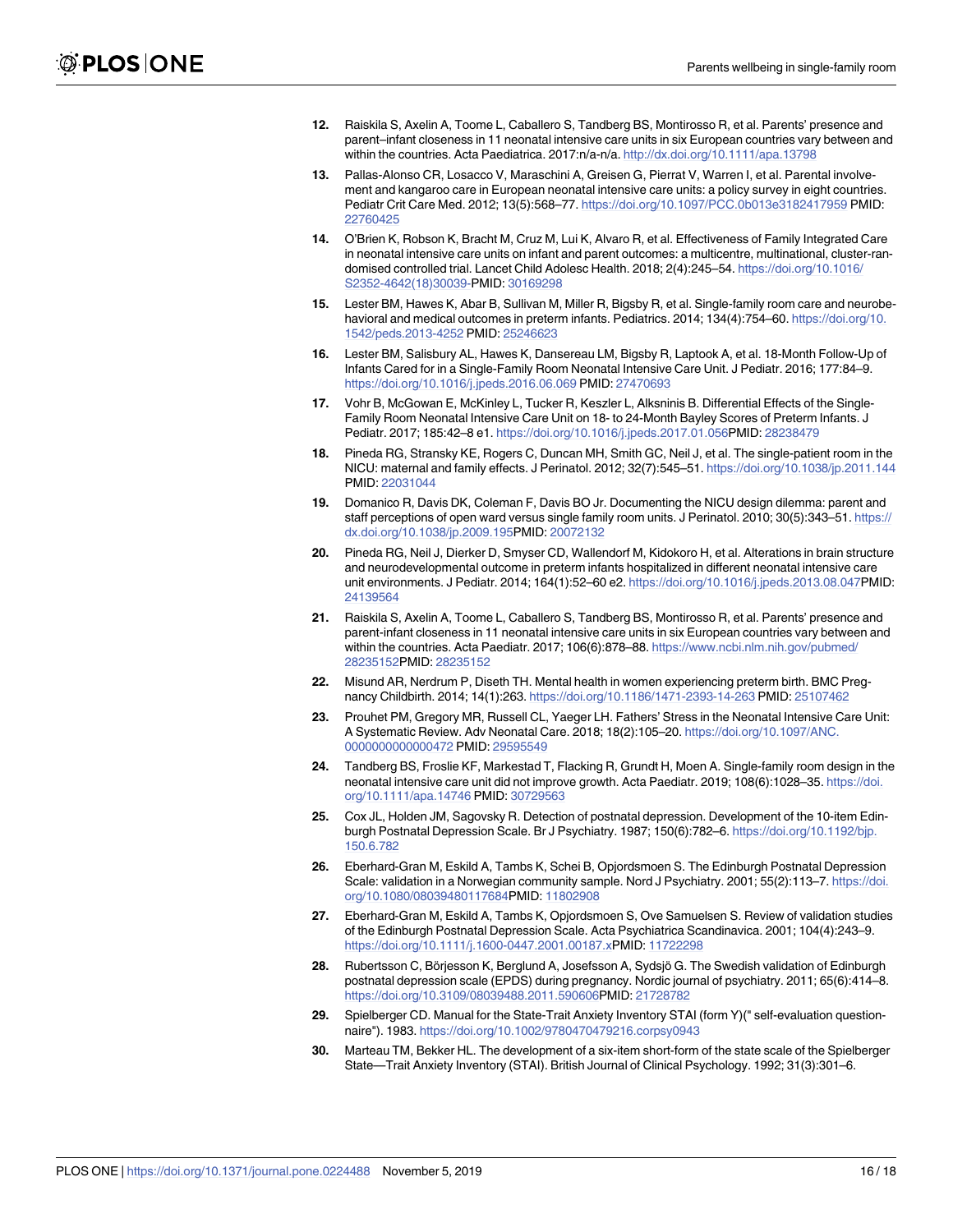12. Raiskila S, Axelin A, Toome L, Caballero S, Tandberg BS, Montirosso R, et al. Parents' presence and parent–infant closeness in 11 neonatal intensive care units in six European countries vary between and within the countries. Acta Paediatrica. 2017:n/a-n/a. http://dx.doi.org/10.1111/apa.13798

13. Pallas-Alonso CR, Losacco V, Maraschini A, Greisen G, Pierrat V, Warren I, et al. Parental involvement and kangaroo care in European neonatal intensive care units: a policy survey in eight countries. Pediatr Crit Care Med. 2012; 13(5):568–77. https://doi.org/10.1097/PCC.0b013e3182417959 PMID: 22760425

14. O'Brien K, Robson K, Bracht M, Cruz M, Lui K, Alvaro R, et al. Effectiveness of Family Integrated Care in neonatal intensive care units on infant and parent outcomes: a multicentre, multinational, cluster-randomised controlled trial. Lancet Child Adolesc Health. 2018; 2(4):245–54. https://doi.org/10.1016/S2352-4642(18)30039-PMID: 30169298

15. Lester BM, Hawes K, Abar B, Sullivan M, Miller R, Bigsby R, et al. Single-family room care and neurobehavioral and medical outcomes in preterm infants. Pediatrics. 2014; 134(4):754–60. https://doi.org/10.1542/peds.2013-4252 PMID: 25246623

16. Lester BM, Salisbury AL, Hawes K, Dansereau LM, Bigsby R, Laptook A, et al. 18-Month Follow-Up of Infants Cared for in a Single-Family Room Neonatal Intensive Care Unit. J Pediatr. 2016; 177:84–9. https://doi.org/10.1016/j.jpeds.2016.06.069 PMID: 27470693

17. Vohr B, McGowan E, McKinley L, Tucker R, Keszler L, Alksninis B. Differential Effects of the Single-Family Room Neonatal Intensive Care Unit on 18- to 24-Month Bayley Scores of Preterm Infants. J Pediatr. 2017; 185:42–8 e1. https://doi.org/10.1016/j.jpeds.2017.01.056PMID: 28238479

18. Pineda RG, Stransky KE, Rogers C, Duncan MH, Smith GC, Neil J, et al. The single-patient room in the NICU: maternal and family effects. J Perinatol. 2012; 32(7):545–51. https://doi.org/10.1038/jp.2011.144 PMID: 22031044

19. Domanico R, Davis DK, Coleman F, Davis BO Jr. Documenting the NICU design dilemma: parent and staff perceptions of open ward versus single family room units. J Perinatol. 2010; 30(5):343–51. https://dx.doi.org/10.1038/jp.2009.195PMID: 20072132

20. Pineda RG, Neil J, Dierker D, Smyser CD, Wallendorf M, Kidokoro H, et al. Alterations in brain structure and neurodevelopmental outcome in preterm infants hospitalized in different neonatal intensive care unit environments. J Pediatr. 2014; 164(1):52–60 e2. https://doi.org/10.1016/j.jpeds.2013.08.047PMID: 24139564

21. Raiskila S, Axelin A, Toome L, Caballero S, Tandberg BS, Montirosso R, et al. Parents' presence and parent-infant closeness in 11 neonatal intensive care units in six European countries vary between and within the countries. Acta Paediatr. 2017; 106(6):878–88. https://www.ncbi.nlm.nih.gov/pubmed/28235152PMID: 28235152

22. Misund AR, Nerdrum P, Diseth TH. Mental health in women experiencing preterm birth. BMC Pregnancy Childbirth. 2014; 14(1):263. https://doi.org/10.1186/1471-2393-14-263 PMID: 25107462

23. Prouhet PM, Gregory MR, Russell CL, Yaeger LH. Fathers' Stress in the Neonatal Intensive Care Unit: A Systematic Review. Adv Neonatal Care. 2018; 18(2):105–20. https://doi.org/10.1097/ANC.0000000000000472 PMID: 29595549

24. Tandberg BS, Froslie KF, Markestad T, Flacking R, Grundt H, Moen A. Single-family room design in the neonatal intensive care unit did not improve growth. Acta Paediatr. 2019; 108(6):1028–35. https://doi.org/10.1111/apa.14746 PMID: 30729563

25. Cox JL, Holden JM, Sagovsky R. Detection of postnatal depression. Development of the 10-item Edinburgh Postnatal Depression Scale. Br J Psychiatry. 1987; 150(6):782–6. https://doi.org/10.1192/bjp.150.6.782

26. Eberhard-Gran M, Eskild A, Tambs K, Schei B, Opjordsmoen S. The Edinburgh Postnatal Depression Scale: validation in a Norwegian community sample. Nord J Psychiatry. 2001; 55(2):113–7. https://doi.org/10.1080/08039480117684PMID: 11802908

27. Eberhard-Gran M, Eskild A, Tambs K, Opjordsmoen S, Ove Samuelsen S. Review of validation studies of the Edinburgh Postnatal Depression Scale. Acta Psychiatrica Scandinavica. 2001; 104(4):243–9. https://doi.org/10.1111/j.1600-0447.2001.00187.xPMID: 11722298

28. Rubertsson C, Börjesson K, Berglund A, Josefsson A, Sydsjö G. The Swedish validation of Edinburgh postnatal depression scale (EPDS) during pregnancy. Nordic journal of psychiatry. 2011; 65(6):414–8. https://doi.org/10.3109/08039488.2011.590606PMID: 21728782

29. Spielberger CD. Manual for the State-Trait Anxiety Inventory STAI (form Y)(" self-evaluation questionnaire"). 1983. https://doi.org/10.1002/9780470479216.corpsy0943

30. Marteau TM, Bekker HL. The development of a six-item short-form of the state scale of the Spielberger State—Trait Anxiety Inventory (STAI). British Journal of Clinical Psychology. 1992; 31(3):301–6.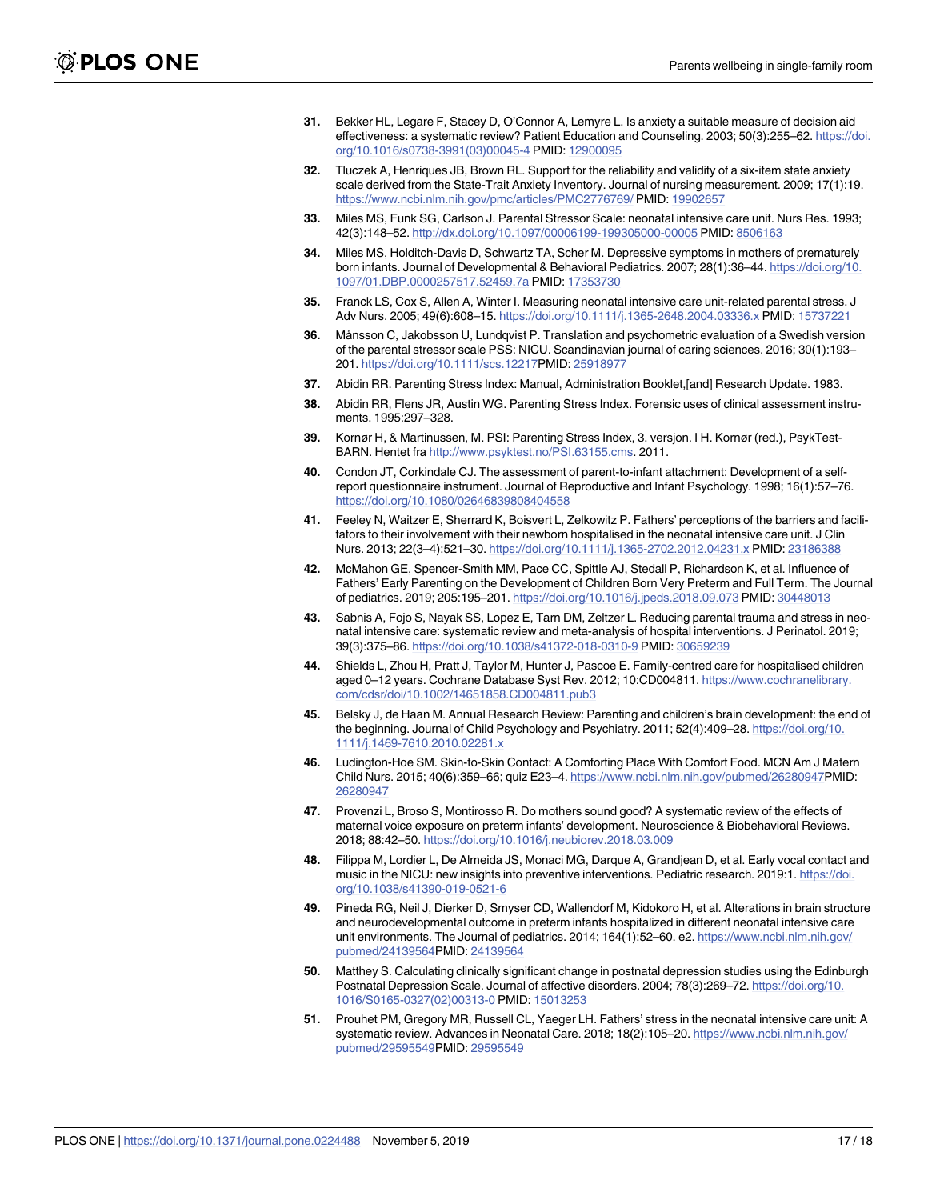31. Bekker HL, Legare F, Stacey D, O'Connor A, Lemyre L. Is anxiety a suitable measure of decision aid effectiveness: a systematic review? Patient Education and Counseling. 2003; 50(3):255–62. https://doi.org/10.1016/s0738-3991(03)00045-4 PMID: 12900095

32. Tluczek A, Henriques JB, Brown RL. Support for the reliability and validity of a six-item state anxiety scale derived from the State-Trait Anxiety Inventory. Journal of nursing measurement. 2009; 17(1):19. https://www.ncbi.nlm.nih.gov/pmc/articles/PMC2776769/ PMID: 19902657

33. Miles MS, Funk SG, Carlson J. Parental Stressor Scale: neonatal intensive care unit. Nurs Res. 1993; 42(3):148–52. http://dx.doi.org/10.1097/00006199-199305000-00005 PMID: 8506163

34. Miles MS, Holditch-Davis D, Schwartz TA, Scher M. Depressive symptoms in mothers of prematurely born infants. Journal of Developmental & Behavioral Pediatrics. 2007; 28(1):36–44. https://doi.org/10.1097/01.DBP.0000257517.52459.7a PMID: 17353730

35. Franck LS, Cox S, Allen A, Winter I. Measuring neonatal intensive care unit-related parental stress. J Adv Nurs. 2005; 49(6):608–15. https://doi.org/10.1111/j.1365-2648.2004.03336.x PMID: 15737221

36. Månsson C, Jakobsson U, Lundqvist P. Translation and psychometric evaluation of a Swedish version of the parental stressor scale PSS: NICU. Scandinavian journal of caring sciences. 2016; 30(1):193–201. https://doi.org/10.1111/scs.12217PMID: 25918977

37. Abidin RR. Parenting Stress Index: Manual, Administration Booklet,[and] Research Update. 1983.

38. Abidin RR, Flens JR, Austin WG. Parenting Stress Index. Forensic uses of clinical assessment instruments. 1995:297–328.

39. Kornør H, & Martinussen, M. PSI: Parenting Stress Index, 3. versjon. I H. Kornør (red.), PsykTest-BARN. Hentet fra http://www.psyktest.no/PSI.63155.cms. 2011.

40. Condon JT, Corkindale CJ. The assessment of parent-to-infant attachment: Development of a self-report questionnaire instrument. Journal of Reproductive and Infant Psychology. 1998; 16(1):57–76. https://doi.org/10.1080/02646839808404558

41. Feeley N, Waitzer E, Sherrard K, Boisvert L, Zelkowitz P. Fathers' perceptions of the barriers and facilitators to their involvement with their newborn hospitalised in the neonatal intensive care unit. J Clin Nurs. 2013; 22(3–4):521–30. https://doi.org/10.1111/j.1365-2702.2012.04231.x PMID: 23186388

42. McMahon GE, Spencer-Smith MM, Pace CC, Spittle AJ, Stedall P, Richardson K, et al. Influence of Fathers' Early Parenting on the Development of Children Born Very Preterm and Full Term. The Journal of pediatrics. 2019; 205:195–201. https://doi.org/10.1016/j.jpeds.2018.09.073 PMID: 30448013

43. Sabnis A, Fojo S, Nayak SS, Lopez E, Tarn DM, Zeltzer L. Reducing parental trauma and stress in neonatal intensive care: systematic review and meta-analysis of hospital interventions. J Perinatol. 2019; 39(3):375–86. https://doi.org/10.1038/s41372-018-0310-9 PMID: 30659239

44. Shields L, Zhou H, Pratt J, Taylor M, Hunter J, Pascoe E. Family-centred care for hospitalised children aged 0–12 years. Cochrane Database Syst Rev. 2012; 10:CD004811. https://www.cochranelibrary.com/cdsr/doi/10.1002/14651858.CD004811.pub3

45. Belsky J, de Haan M. Annual Research Review: Parenting and children's brain development: the end of the beginning. Journal of Child Psychology and Psychiatry. 2011; 52(4):409–28. https://doi.org/10.1111/j.1469-7610.2010.02281.x

46. Ludington-Hoe SM. Skin-to-Skin Contact: A Comforting Place With Comfort Food. MCN Am J Matern Child Nurs. 2015; 40(6):359–66; quiz E23–4. https://www.ncbi.nlm.nih.gov/pubmed/26280947PMID: 26280947

47. Provenzi L, Broso S, Montirosso R. Do mothers sound good? A systematic review of the effects of maternal voice exposure on preterm infants' development. Neuroscience & Biobehavioral Reviews. 2018; 88:42–50. https://doi.org/10.1016/j.neubiorev.2018.03.009

48. Filippa M, Lordier L, De Almeida JS, Monaci MG, Darque A, Grandjean D, et al. Early vocal contact and music in the NICU: new insights into preventive interventions. Pediatric research. 2019:1. https://doi.org/10.1038/s41390-019-0521-6

49. Pineda RG, Neil J, Dierker D, Smyser CD, Wallendorf M, Kidokoro H, et al. Alterations in brain structure and neurodevelopmental outcome in preterm infants hospitalized in different neonatal intensive care unit environments. The Journal of pediatrics. 2014; 164(1):52–60. e2. https://www.ncbi.nlm.nih.gov/pubmed/24139564PMID: 24139564

50. Matthey S. Calculating clinically significant change in postnatal depression studies using the Edinburgh Postnatal Depression Scale. Journal of affective disorders. 2004; 78(3):269–72. https://doi.org/10.1016/S0165-0327(02)00313-0 PMID: 15013253

51. Prouhet PM, Gregory MR, Russell CL, Yaeger LH. Fathers' stress in the neonatal intensive care unit: A systematic review. Advances in Neonatal Care. 2018; 18(2):105–20. https://www.ncbi.nlm.nih.gov/pubmed/29595549PMID: 29595549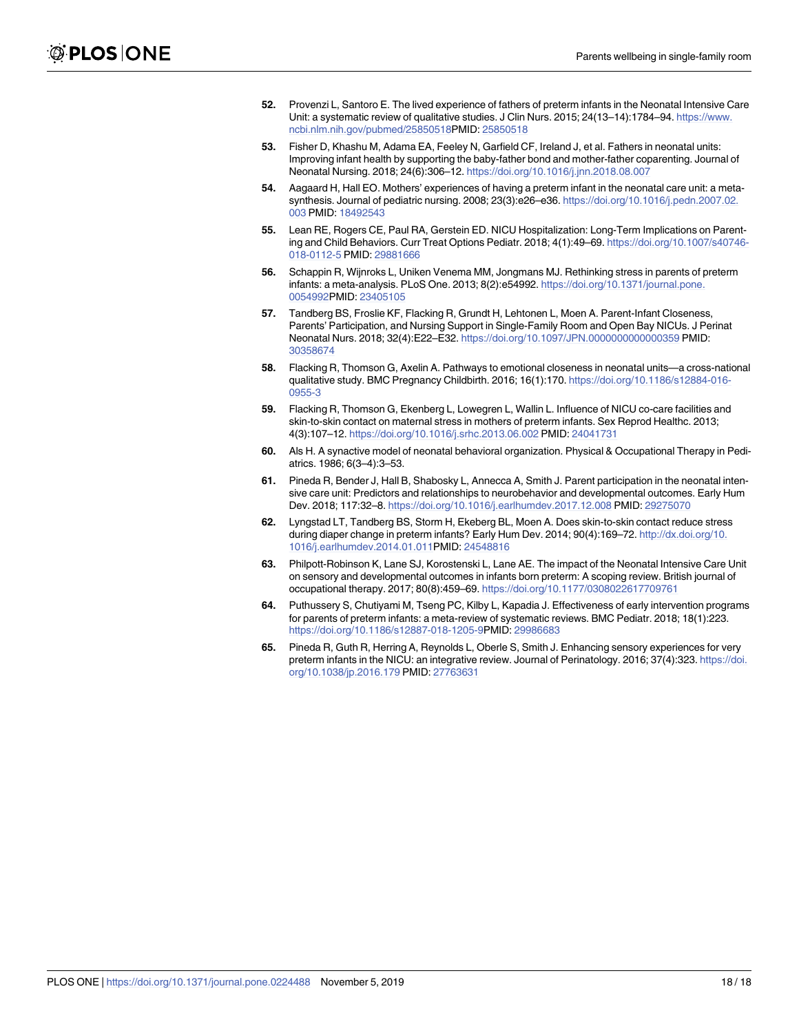52. Provenzi L, Santoro E. The lived experience of fathers of preterm infants in the Neonatal Intensive Care Unit: a systematic review of qualitative studies. J Clin Nurs. 2015; 24(13–14):1784–94. https://www.ncbi.nlm.nih.gov/pubmed/25850518PMID: 25850518

53. Fisher D, Khashu M, Adama EA, Feeley N, Garfield CF, Ireland J, et al. Fathers in neonatal units: Improving infant health by supporting the baby-father bond and mother-father coparenting. Journal of Neonatal Nursing. 2018; 24(6):306–12. https://doi.org/10.1016/j.jnn.2018.08.007

54. Aagaard H, Hall EO. Mothers' experiences of having a preterm infant in the neonatal care unit: a meta-synthesis. Journal of pediatric nursing. 2008; 23(3):e26–e36. https://doi.org/10.1016/j.pedn.2007.02.003 PMID: 18492543

55. Lean RE, Rogers CE, Paul RA, Gerstein ED. NICU Hospitalization: Long-Term Implications on Parenting and Child Behaviors. Curr Treat Options Pediatr. 2018; 4(1):49–69. https://doi.org/10.1007/s40746-018-0112-5 PMID: 29881666

56. Schappin R, Wijnroks L, Uniken Venema MM, Jongmans MJ. Rethinking stress in parents of preterm infants: a meta-analysis. PLoS One. 2013; 8(2):e54992. https://doi.org/10.1371/journal.pone.0054992PMID: 23405105

57. Tandberg BS, Froslie KF, Flacking R, Grundt H, Lehtonen L, Moen A. Parent-Infant Closeness, Parents' Participation, and Nursing Support in Single-Family Room and Open Bay NICUs. J Perinat Neonatal Nurs. 2018; 32(4):E22–E32. https://doi.org/10.1097/JPN.0000000000000359 PMID: 30358674

58. Flacking R, Thomson G, Axelin A. Pathways to emotional closeness in neonatal units—a cross-national qualitative study. BMC Pregnancy Childbirth. 2016; 16(1):170. https://doi.org/10.1186/s12884-016-0955-3

59. Flacking R, Thomson G, Ekenberg L, Lowegren L, Wallin L. Influence of NICU co-care facilities and skin-to-skin contact on maternal stress in mothers of preterm infants. Sex Reprod Healthc. 2013; 4(3):107–12. https://doi.org/10.1016/j.srhc.2013.06.002 PMID: 24041731

60. Als H. A synactive model of neonatal behavioral organization. Physical & Occupational Therapy in Pediatrics. 1986; 6(3–4):3–53.

61. Pineda R, Bender J, Hall B, Shabosky L, Annecca A, Smith J. Parent participation in the neonatal intensive care unit: Predictors and relationships to neurobehavior and developmental outcomes. Early Hum Dev. 2018; 117:32–8. https://doi.org/10.1016/j.earlhumdev.2017.12.008 PMID: 29275070

62. Lyngstad LT, Tandberg BS, Storm H, Ekeberg BL, Moen A. Does skin-to-skin contact reduce stress during diaper change in preterm infants? Early Hum Dev. 2014; 90(4):169–72. http://dx.doi.org/10.1016/j.earlhumdev.2014.01.011PMID: 24548816

63. Philpott-Robinson K, Lane SJ, Korostenski L, Lane AE. The impact of the Neonatal Intensive Care Unit on sensory and developmental outcomes in infants born preterm: A scoping review. British journal of occupational therapy. 2017; 80(8):459–69. https://doi.org/10.1177/0308022617709761

64. Puthussery S, Chutiyami M, Tseng PC, Kilby L, Kapadia J. Effectiveness of early intervention programs for parents of preterm infants: a meta-review of systematic reviews. BMC Pediatr. 2018; 18(1):223. https://doi.org/10.1186/s12887-018-1205-9PMID: 29986683

65. Pineda R, Guth R, Herring A, Reynolds L, Oberle S, Smith J. Enhancing sensory experiences for very preterm infants in the NICU: an integrative review. Journal of Perinatology. 2016; 37(4):323. https://doi.org/10.1038/jp.2016.179 PMID: 27763631